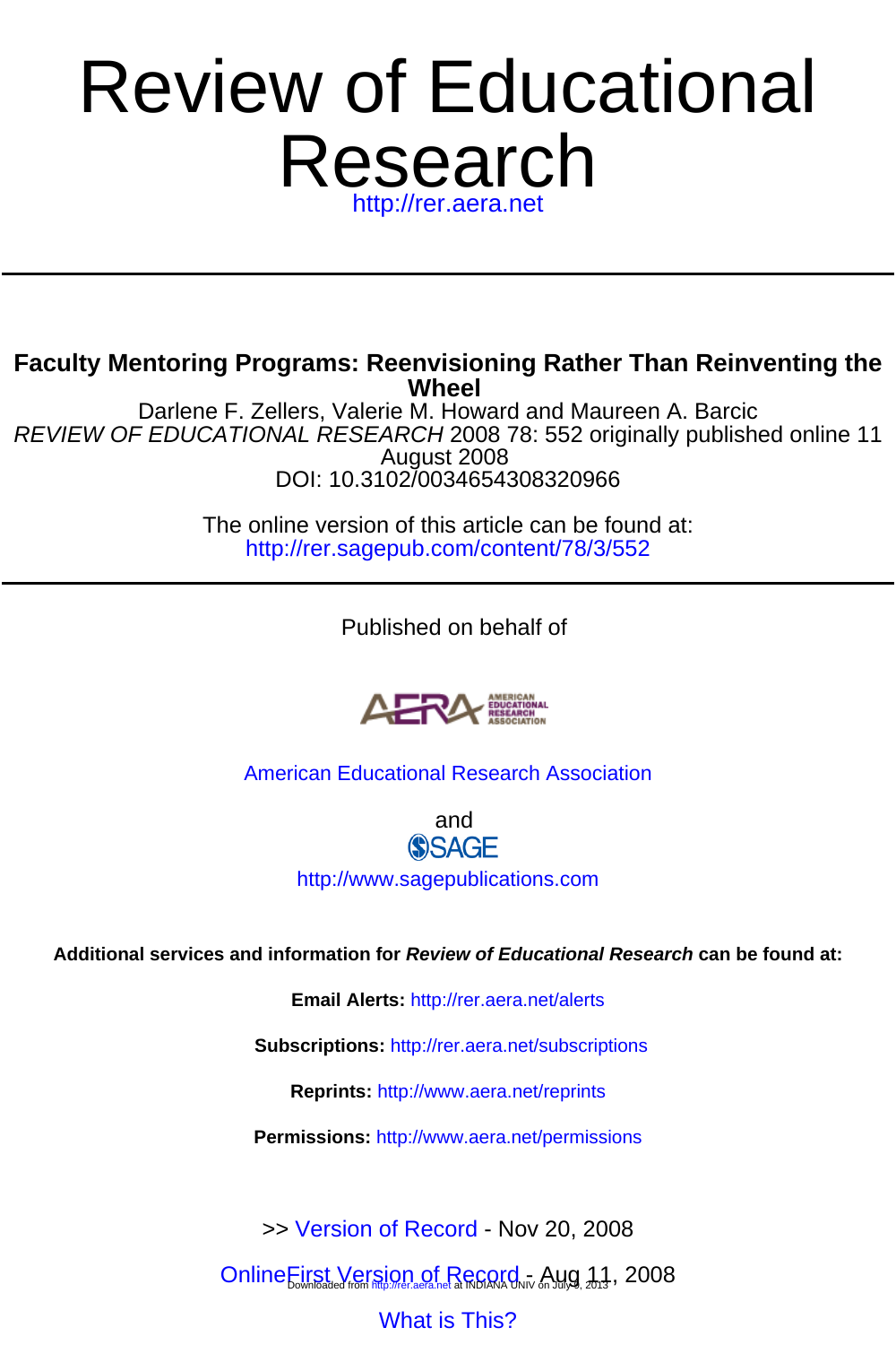# Review of Educational Research

http://rer.aera.net

**Faculty Mentoring Programs: Reenvisioning Rather Than Reinventing the Wheel**

Darlene F. Zellers, Valerie M. Howard and Maureen A. Barcic

*REVIEW OF EDUCATIONAL RESEARCH* 2008 78: 552 originally published online 11 August 2008

DOI: 10.3102/0034654308320966

The online version of this article can be found at:

http://rer.sagepub.com/content/78/3/552

Published on behalf of

American Educational Research Association

and

SAGE

http://www.sagepublications.com

**Additional services and information for *Review of Educational Research* can be found at:**

**Email Alerts:** http://rer.aera.net/alerts

**Subscriptions:** http://rer.aera.net/subscriptions

**Reprints:** http://www.aera.net/reprints

**Permissions:** http://www.aera.net/permissions

>> Version of Record - Nov 20, 2008

OnlineFirst Version of Record - Aug 11, 2008

What is This?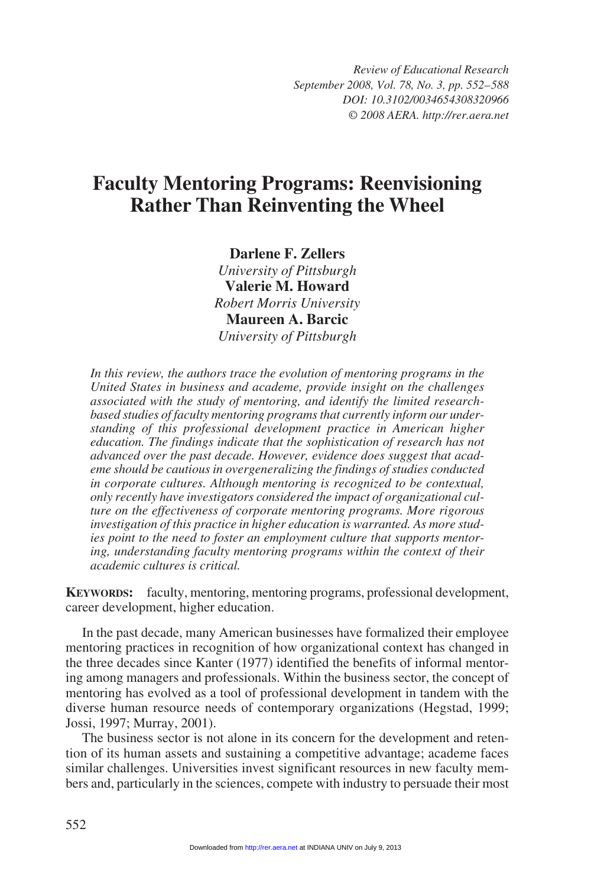# Faculty Mentoring Programs: Reenvisioning Rather Than Reinventing the Wheel

**Darlene F. Zellers**
*University of Pittsburgh*
**Valerie M. Howard**
*Robert Morris University*
**Maureen A. Barcic**
*University of Pittsburgh*

*In this review, the authors trace the evolution of mentoring programs in the United States in business and academe, provide insight on the challenges associated with the study of mentoring, and identify the limited research-based studies of faculty mentoring programs that currently inform our understanding of this professional development practice in American higher education. The findings indicate that the sophistication of research has not advanced over the past decade. However, evidence does suggest that academe should be cautious in overgeneralizing the findings of studies conducted in corporate cultures. Although mentoring is recognized to be contextual, only recently have investigators considered the impact of organizational culture on the effectiveness of corporate mentoring programs. More rigorous investigation of this practice in higher education is warranted. As more studies point to the need to foster an employment culture that supports mentoring, understanding faculty mentoring programs within the context of their academic cultures is critical.*

**Keywords:** faculty, mentoring, mentoring programs, professional development, career development, higher education.

In the past decade, many American businesses have formalized their employee mentoring practices in recognition of how organizational context has changed in the three decades since Kanter (1977) identified the benefits of informal mentoring among managers and professionals. Within the business sector, the concept of mentoring has evolved as a tool of professional development in tandem with the diverse human resource needs of contemporary organizations (Hegstad, 1999; Jossi, 1997; Murray, 2001).

The business sector is not alone in its concern for the development and retention of its human assets and sustaining a competitive advantage; academe faces similar challenges. Universities invest significant resources in new faculty members and, particularly in the sciences, compete with industry to persuade their most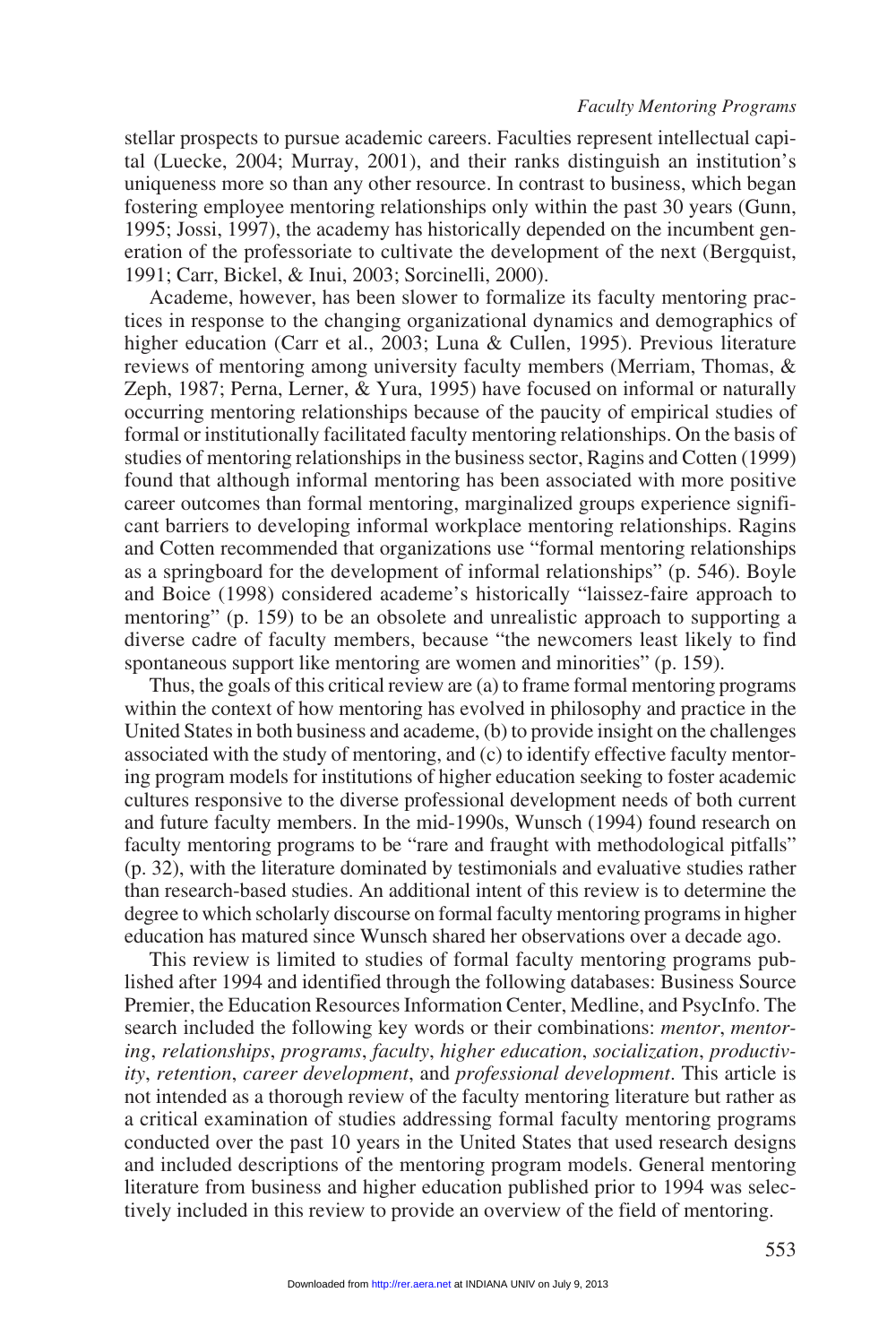stellar prospects to pursue academic careers. Faculties represent intellectual capital (Luecke, 2004; Murray, 2001), and their ranks distinguish an institution's uniqueness more so than any other resource. In contrast to business, which began fostering employee mentoring relationships only within the past 30 years (Gunn, 1995; Jossi, 1997), the academy has historically depended on the incumbent generation of the professoriate to cultivate the development of the next (Bergquist, 1991; Carr, Bickel, & Inui, 2003; Sorcinelli, 2000).

Academe, however, has been slower to formalize its faculty mentoring practices in response to the changing organizational dynamics and demographics of higher education (Carr et al., 2003; Luna & Cullen, 1995). Previous literature reviews of mentoring among university faculty members (Merriam, Thomas, & Zeph, 1987; Perna, Lerner, & Yura, 1995) have focused on informal or naturally occurring mentoring relationships because of the paucity of empirical studies of formal or institutionally facilitated faculty mentoring relationships. On the basis of studies of mentoring relationships in the business sector, Ragins and Cotten (1999) found that although informal mentoring has been associated with more positive career outcomes than formal mentoring, marginalized groups experience significant barriers to developing informal workplace mentoring relationships. Ragins and Cotten recommended that organizations use "formal mentoring relationships as a springboard for the development of informal relationships" (p. 546). Boyle and Boice (1998) considered academe's historically "laissez-faire approach to mentoring" (p. 159) to be an obsolete and unrealistic approach to supporting a diverse cadre of faculty members, because "the newcomers least likely to find spontaneous support like mentoring are women and minorities" (p. 159).

Thus, the goals of this critical review are (a) to frame formal mentoring programs within the context of how mentoring has evolved in philosophy and practice in the United States in both business and academe, (b) to provide insight on the challenges associated with the study of mentoring, and (c) to identify effective faculty mentoring program models for institutions of higher education seeking to foster academic cultures responsive to the diverse professional development needs of both current and future faculty members. In the mid-1990s, Wunsch (1994) found research on faculty mentoring programs to be "rare and fraught with methodological pitfalls" (p. 32), with the literature dominated by testimonials and evaluative studies rather than research-based studies. An additional intent of this review is to determine the degree to which scholarly discourse on formal faculty mentoring programs in higher education has matured since Wunsch shared her observations over a decade ago.

This review is limited to studies of formal faculty mentoring programs published after 1994 and identified through the following databases: Business Source Premier, the Education Resources Information Center, Medline, and PsycInfo. The search included the following key words or their combinations: *mentor*, *mentoring*, *relationships*, *programs*, *faculty*, *higher education*, *socialization*, *productivity*, *retention*, *career development*, and *professional development*. This article is not intended as a thorough review of the faculty mentoring literature but rather as a critical examination of studies addressing formal faculty mentoring programs conducted over the past 10 years in the United States that used research designs and included descriptions of the mentoring program models. General mentoring literature from business and higher education published prior to 1994 was selectively included in this review to provide an overview of the field of mentoring.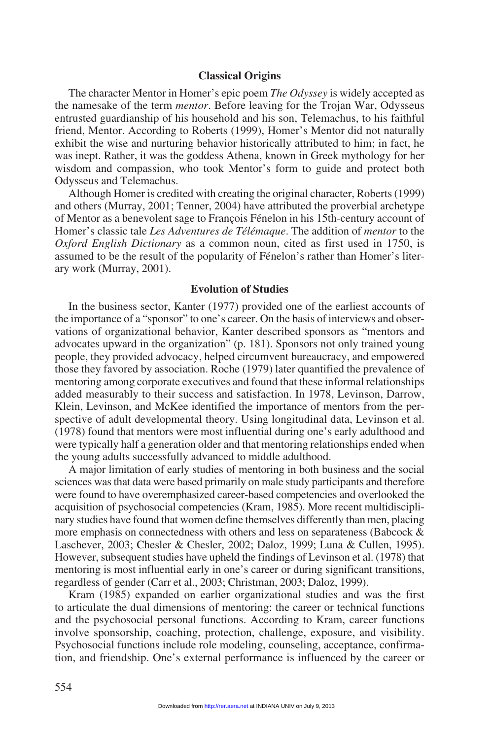## Classical Origins

The character Mentor in Homer's epic poem *The Odyssey* is widely accepted as the namesake of the term *mentor*. Before leaving for the Trojan War, Odysseus entrusted guardianship of his household and his son, Telemachus, to his faithful friend, Mentor. According to Roberts (1999), Homer's Mentor did not naturally exhibit the wise and nurturing behavior historically attributed to him; in fact, he was inept. Rather, it was the goddess Athena, known in Greek mythology for her wisdom and compassion, who took Mentor's form to guide and protect both Odysseus and Telemachus.

Although Homer is credited with creating the original character, Roberts (1999) and others (Murray, 2001; Tenner, 2004) have attributed the proverbial archetype of Mentor as a benevolent sage to François Fénelon in his 15th-century account of Homer's classic tale *Les Adventures de Télémaque*. The addition of *mentor* to the *Oxford English Dictionary* as a common noun, cited as first used in 1750, is assumed to be the result of the popularity of Fénelon's rather than Homer's literary work (Murray, 2001).

## Evolution of Studies

In the business sector, Kanter (1977) provided one of the earliest accounts of the importance of a "sponsor" to one's career. On the basis of interviews and observations of organizational behavior, Kanter described sponsors as "mentors and advocates upward in the organization" (p. 181). Sponsors not only trained young people, they provided advocacy, helped circumvent bureaucracy, and empowered those they favored by association. Roche (1979) later quantified the prevalence of mentoring among corporate executives and found that these informal relationships added measurably to their success and satisfaction. In 1978, Levinson, Darrow, Klein, Levinson, and McKee identified the importance of mentors from the perspective of adult developmental theory. Using longitudinal data, Levinson et al. (1978) found that mentors were most influential during one's early adulthood and were typically half a generation older and that mentoring relationships ended when the young adults successfully advanced to middle adulthood.

A major limitation of early studies of mentoring in both business and the social sciences was that data were based primarily on male study participants and therefore were found to have overemphasized career-based competencies and overlooked the acquisition of psychosocial competencies (Kram, 1985). More recent multidisciplinary studies have found that women define themselves differently than men, placing more emphasis on connectedness with others and less on separateness (Babcock & Laschever, 2003; Chesler & Chesler, 2002; Daloz, 1999; Luna & Cullen, 1995). However, subsequent studies have upheld the findings of Levinson et al. (1978) that mentoring is most influential early in one's career or during significant transitions, regardless of gender (Carr et al., 2003; Christman, 2003; Daloz, 1999).

Kram (1985) expanded on earlier organizational studies and was the first to articulate the dual dimensions of mentoring: the career or technical functions and the psychosocial personal functions. According to Kram, career functions involve sponsorship, coaching, protection, challenge, exposure, and visibility. Psychosocial functions include role modeling, counseling, acceptance, confirmation, and friendship. One's external performance is influenced by the career or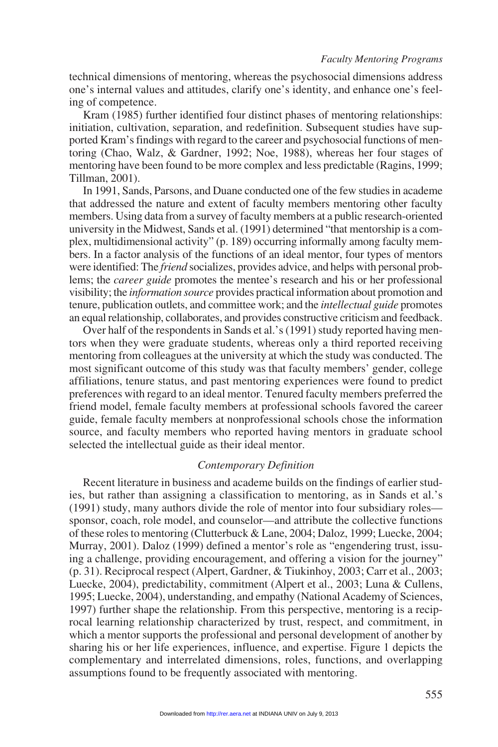technical dimensions of mentoring, whereas the psychosocial dimensions address one's internal values and attitudes, clarify one's identity, and enhance one's feeling of competence.

Kram (1985) further identified four distinct phases of mentoring relationships: initiation, cultivation, separation, and redefinition. Subsequent studies have supported Kram's findings with regard to the career and psychosocial functions of mentoring (Chao, Walz, & Gardner, 1992; Noe, 1988), whereas her four stages of mentoring have been found to be more complex and less predictable (Ragins, 1999; Tillman, 2001).

In 1991, Sands, Parsons, and Duane conducted one of the few studies in academe that addressed the nature and extent of faculty members mentoring other faculty members. Using data from a survey of faculty members at a public research-oriented university in the Midwest, Sands et al. (1991) determined "that mentorship is a complex, multidimensional activity" (p. 189) occurring informally among faculty members. In a factor analysis of the functions of an ideal mentor, four types of mentors were identified: The *friend* socializes, provides advice, and helps with personal problems; the *career guide* promotes the mentee's research and his or her professional visibility; the *information source* provides practical information about promotion and tenure, publication outlets, and committee work; and the *intellectual guide* promotes an equal relationship, collaborates, and provides constructive criticism and feedback.

Over half of the respondents in Sands et al.'s (1991) study reported having mentors when they were graduate students, whereas only a third reported receiving mentoring from colleagues at the university at which the study was conducted. The most significant outcome of this study was that faculty members' gender, college affiliations, tenure status, and past mentoring experiences were found to predict preferences with regard to an ideal mentor. Tenured faculty members preferred the friend model, female faculty members at professional schools favored the career guide, female faculty members at nonprofessional schools chose the information source, and faculty members who reported having mentors in graduate school selected the intellectual guide as their ideal mentor.

### *Contemporary Definition*

Recent literature in business and academe builds on the findings of earlier studies, but rather than assigning a classification to mentoring, as in Sands et al.'s (1991) study, many authors divide the role of mentor into four subsidiary roles—sponsor, coach, role model, and counselor—and attribute the collective functions of these roles to mentoring (Clutterbuck & Lane, 2004; Daloz, 1999; Luecke, 2004; Murray, 2001). Daloz (1999) defined a mentor's role as "engendering trust, issuing a challenge, providing encouragement, and offering a vision for the journey" (p. 31). Reciprocal respect (Alpert, Gardner, & Tiukinhoy, 2003; Carr et al., 2003; Luecke, 2004), predictability, commitment (Alpert et al., 2003; Luna & Cullens, 1995; Luecke, 2004), understanding, and empathy (National Academy of Sciences, 1997) further shape the relationship. From this perspective, mentoring is a reciprocal learning relationship characterized by trust, respect, and commitment, in which a mentor supports the professional and personal development of another by sharing his or her life experiences, influence, and expertise. Figure 1 depicts the complementary and interrelated dimensions, roles, functions, and overlapping assumptions found to be frequently associated with mentoring.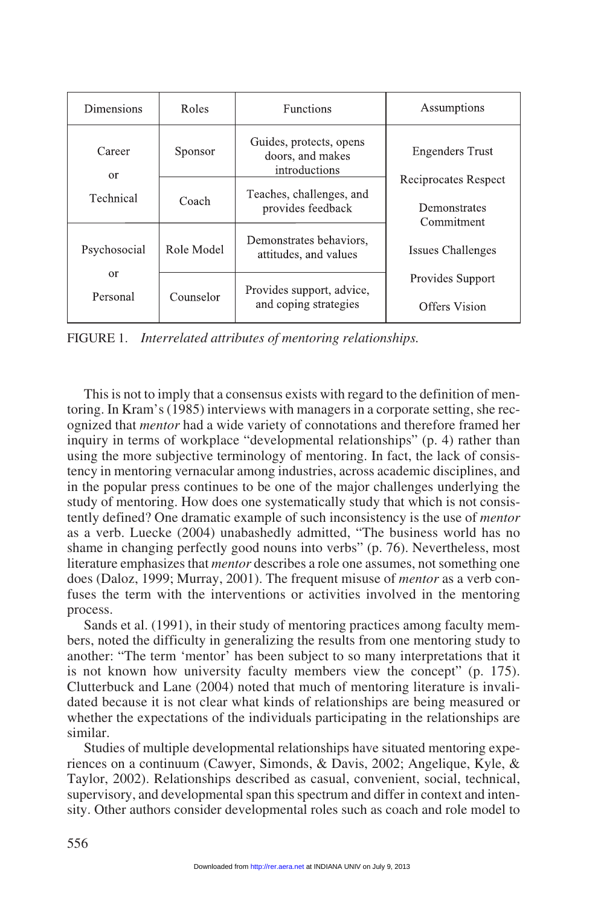| Dimensions | Roles | Functions | Assumptions |
|---|---|---|---|
| Career or Technical | Sponsor | Guides, protects, opens doors, and makes introductions | Engenders Trust<br>Reciprocates Respect<br>Demonstrates Commitment<br>Issues Challenges<br>Provides Support<br>Offers Vision |
| | Coach | Teaches, challenges, and provides feedback | |
| Psychosocial or Personal | Role Model | Demonstrates behaviors, attitudes, and values | |
| | Counselor | Provides support, advice, and coping strategies | |

FIGURE 1. *Interrelated attributes of mentoring relationships.*

This is not to imply that a consensus exists with regard to the definition of mentoring. In Kram's (1985) interviews with managers in a corporate setting, she recognized that *mentor* had a wide variety of connotations and therefore framed her inquiry in terms of workplace "developmental relationships" (p. 4) rather than using the more subjective terminology of mentoring. In fact, the lack of consistency in mentoring vernacular among industries, across academic disciplines, and in the popular press continues to be one of the major challenges underlying the study of mentoring. How does one systematically study that which is not consistently defined? One dramatic example of such inconsistency is the use of *mentor* as a verb. Luecke (2004) unabashedly admitted, "The business world has no shame in changing perfectly good nouns into verbs" (p. 76). Nevertheless, most literature emphasizes that *mentor* describes a role one assumes, not something one does (Daloz, 1999; Murray, 2001). The frequent misuse of *mentor* as a verb confuses the term with the interventions or activities involved in the mentoring process.

Sands et al. (1991), in their study of mentoring practices among faculty members, noted the difficulty in generalizing the results from one mentoring study to another: "The term 'mentor' has been subject to so many interpretations that it is not known how university faculty members view the concept" (p. 175). Clutterbuck and Lane (2004) noted that much of mentoring literature is invalidated because it is not clear what kinds of relationships are being measured or whether the expectations of the individuals participating in the relationships are similar.

Studies of multiple developmental relationships have situated mentoring experiences on a continuum (Cawyer, Simonds, & Davis, 2002; Angelique, Kyle, & Taylor, 2002). Relationships described as casual, convenient, social, technical, supervisory, and developmental span this spectrum and differ in context and intensity. Other authors consider developmental roles such as coach and role model to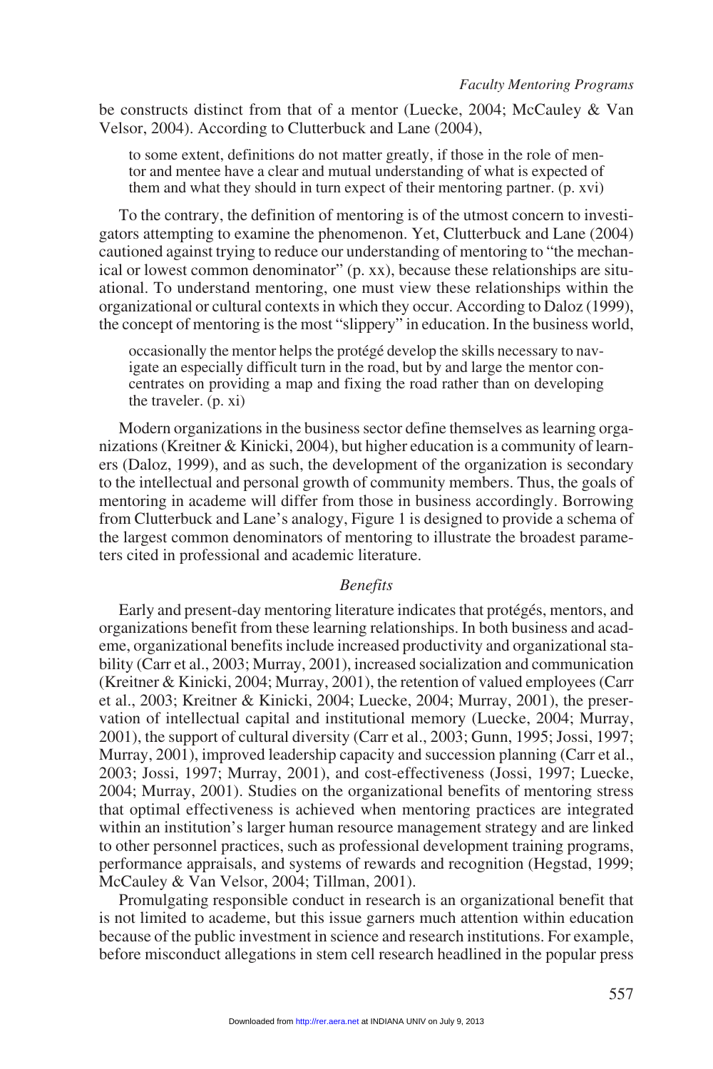be constructs distinct from that of a mentor (Luecke, 2004; McCauley & Van Velsor, 2004). According to Clutterbuck and Lane (2004),

> to some extent, definitions do not matter greatly, if those in the role of mentor and mentee have a clear and mutual understanding of what is expected of them and what they should in turn expect of their mentoring partner. (p. xvi)

To the contrary, the definition of mentoring is of the utmost concern to investigators attempting to examine the phenomenon. Yet, Clutterbuck and Lane (2004) cautioned against trying to reduce our understanding of mentoring to "the mechanical or lowest common denominator" (p. xx), because these relationships are situational. To understand mentoring, one must view these relationships within the organizational or cultural contexts in which they occur. According to Daloz (1999), the concept of mentoring is the most "slippery" in education. In the business world,

> occasionally the mentor helps the protégé develop the skills necessary to navigate an especially difficult turn in the road, but by and large the mentor concentrates on providing a map and fixing the road rather than on developing the traveler. (p. xi)

Modern organizations in the business sector define themselves as learning organizations (Kreitner & Kinicki, 2004), but higher education is a community of learners (Daloz, 1999), and as such, the development of the organization is secondary to the intellectual and personal growth of community members. Thus, the goals of mentoring in academe will differ from those in business accordingly. Borrowing from Clutterbuck and Lane's analogy, Figure 1 is designed to provide a schema of the largest common denominators of mentoring to illustrate the broadest parameters cited in professional and academic literature.

### *Benefits*

Early and present-day mentoring literature indicates that protégés, mentors, and organizations benefit from these learning relationships. In both business and academe, organizational benefits include increased productivity and organizational stability (Carr et al., 2003; Murray, 2001), increased socialization and communication (Kreitner & Kinicki, 2004; Murray, 2001), the retention of valued employees (Carr et al., 2003; Kreitner & Kinicki, 2004; Luecke, 2004; Murray, 2001), the preservation of intellectual capital and institutional memory (Luecke, 2004; Murray, 2001), the support of cultural diversity (Carr et al., 2003; Gunn, 1995; Jossi, 1997; Murray, 2001), improved leadership capacity and succession planning (Carr et al., 2003; Jossi, 1997; Murray, 2001), and cost-effectiveness (Jossi, 1997; Luecke, 2004; Murray, 2001). Studies on the organizational benefits of mentoring stress that optimal effectiveness is achieved when mentoring practices are integrated within an institution's larger human resource management strategy and are linked to other personnel practices, such as professional development training programs, performance appraisals, and systems of rewards and recognition (Hegstad, 1999; McCauley & Van Velsor, 2004; Tillman, 2001).

Promulgating responsible conduct in research is an organizational benefit that is not limited to academe, but this issue garners much attention within education because of the public investment in science and research institutions. For example, before misconduct allegations in stem cell research headlined in the popular press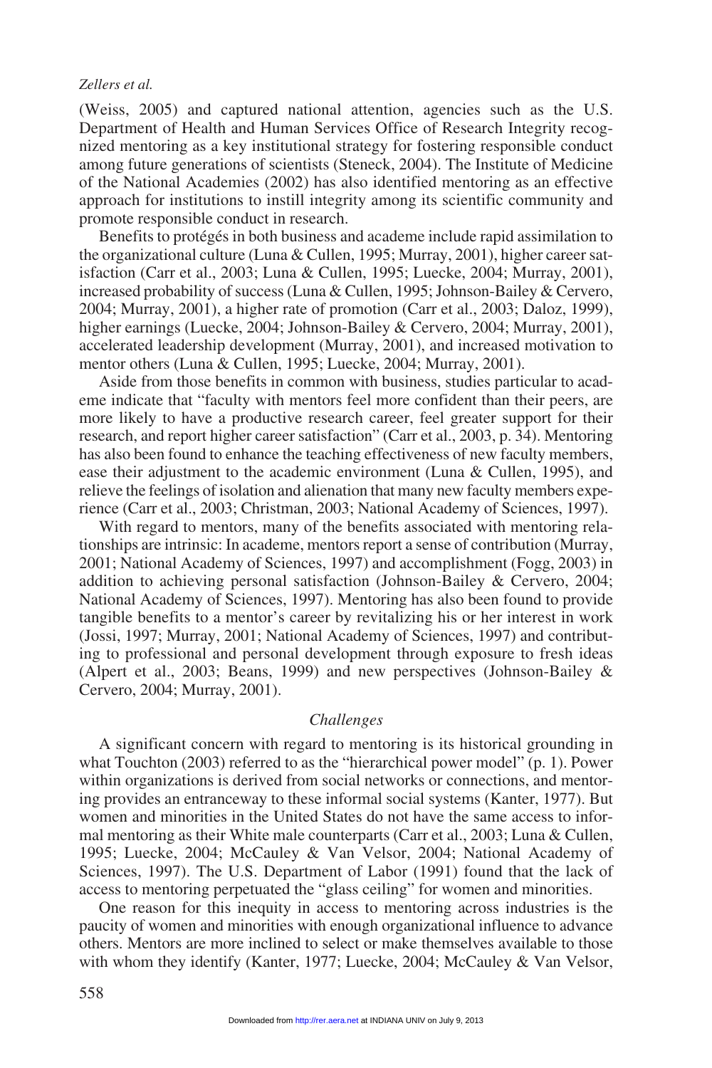(Weiss, 2005) and captured national attention, agencies such as the U.S. Department of Health and Human Services Office of Research Integrity recognized mentoring as a key institutional strategy for fostering responsible conduct among future generations of scientists (Steneck, 2004). The Institute of Medicine of the National Academies (2002) has also identified mentoring as an effective approach for institutions to instill integrity among its scientific community and promote responsible conduct in research.

Benefits to protégés in both business and academe include rapid assimilation to the organizational culture (Luna & Cullen, 1995; Murray, 2001), higher career satisfaction (Carr et al., 2003; Luna & Cullen, 1995; Luecke, 2004; Murray, 2001), increased probability of success (Luna & Cullen, 1995; Johnson-Bailey & Cervero, 2004; Murray, 2001), a higher rate of promotion (Carr et al., 2003; Daloz, 1999), higher earnings (Luecke, 2004; Johnson-Bailey & Cervero, 2004; Murray, 2001), accelerated leadership development (Murray, 2001), and increased motivation to mentor others (Luna & Cullen, 1995; Luecke, 2004; Murray, 2001).

Aside from those benefits in common with business, studies particular to academe indicate that "faculty with mentors feel more confident than their peers, are more likely to have a productive research career, feel greater support for their research, and report higher career satisfaction" (Carr et al., 2003, p. 34). Mentoring has also been found to enhance the teaching effectiveness of new faculty members, ease their adjustment to the academic environment (Luna & Cullen, 1995), and relieve the feelings of isolation and alienation that many new faculty members experience (Carr et al., 2003; Christman, 2003; National Academy of Sciences, 1997).

With regard to mentors, many of the benefits associated with mentoring relationships are intrinsic: In academe, mentors report a sense of contribution (Murray, 2001; National Academy of Sciences, 1997) and accomplishment (Fogg, 2003) in addition to achieving personal satisfaction (Johnson-Bailey & Cervero, 2004; National Academy of Sciences, 1997). Mentoring has also been found to provide tangible benefits to a mentor's career by revitalizing his or her interest in work (Jossi, 1997; Murray, 2001; National Academy of Sciences, 1997) and contributing to professional and personal development through exposure to fresh ideas (Alpert et al., 2003; Beans, 1999) and new perspectives (Johnson-Bailey & Cervero, 2004; Murray, 2001).

### *Challenges*

A significant concern with regard to mentoring is its historical grounding in what Touchton (2003) referred to as the "hierarchical power model" (p. 1). Power within organizations is derived from social networks or connections, and mentoring provides an entranceway to these informal social systems (Kanter, 1977). But women and minorities in the United States do not have the same access to informal mentoring as their White male counterparts (Carr et al., 2003; Luna & Cullen, 1995; Luecke, 2004; McCauley & Van Velsor, 2004; National Academy of Sciences, 1997). The U.S. Department of Labor (1991) found that the lack of access to mentoring perpetuated the "glass ceiling" for women and minorities.

One reason for this inequity in access to mentoring across industries is the paucity of women and minorities with enough organizational influence to advance others. Mentors are more inclined to select or make themselves available to those with whom they identify (Kanter, 1977; Luecke, 2004; McCauley & Van Velsor,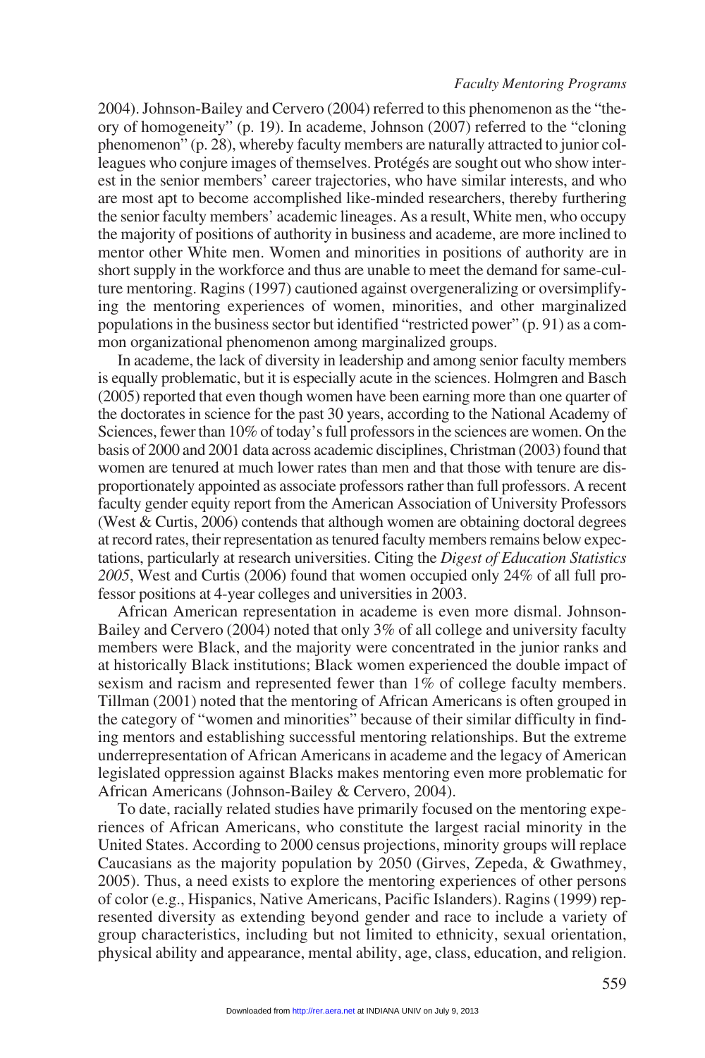2004). Johnson-Bailey and Cervero (2004) referred to this phenomenon as the "theory of homogeneity" (p. 19). In academe, Johnson (2007) referred to the "cloning phenomenon" (p. 28), whereby faculty members are naturally attracted to junior colleagues who conjure images of themselves. Protégés are sought out who show interest in the senior members' career trajectories, who have similar interests, and who are most apt to become accomplished like-minded researchers, thereby furthering the senior faculty members' academic lineages. As a result, White men, who occupy the majority of positions of authority in business and academe, are more inclined to mentor other White men. Women and minorities in positions of authority are in short supply in the workforce and thus are unable to meet the demand for same-culture mentoring. Ragins (1997) cautioned against overgeneralizing or oversimplifying the mentoring experiences of women, minorities, and other marginalized populations in the business sector but identified "restricted power" (p. 91) as a common organizational phenomenon among marginalized groups.

In academe, the lack of diversity in leadership and among senior faculty members is equally problematic, but it is especially acute in the sciences. Holmgren and Basch (2005) reported that even though women have been earning more than one quarter of the doctorates in science for the past 30 years, according to the National Academy of Sciences, fewer than 10% of today's full professors in the sciences are women. On the basis of 2000 and 2001 data across academic disciplines, Christman (2003) found that women are tenured at much lower rates than men and that those with tenure are disproportionately appointed as associate professors rather than full professors. A recent faculty gender equity report from the American Association of University Professors (West & Curtis, 2006) contends that although women are obtaining doctoral degrees at record rates, their representation as tenured faculty members remains below expectations, particularly at research universities. Citing the *Digest of Education Statistics 2005*, West and Curtis (2006) found that women occupied only 24% of all full professor positions at 4-year colleges and universities in 2003.

African American representation in academe is even more dismal. Johnson-Bailey and Cervero (2004) noted that only 3% of all college and university faculty members were Black, and the majority were concentrated in the junior ranks and at historically Black institutions; Black women experienced the double impact of sexism and racism and represented fewer than 1% of college faculty members. Tillman (2001) noted that the mentoring of African Americans is often grouped in the category of "women and minorities" because of their similar difficulty in finding mentors and establishing successful mentoring relationships. But the extreme underrepresentation of African Americans in academe and the legacy of American legislated oppression against Blacks makes mentoring even more problematic for African Americans (Johnson-Bailey & Cervero, 2004).

To date, racially related studies have primarily focused on the mentoring experiences of African Americans, who constitute the largest racial minority in the United States. According to 2000 census projections, minority groups will replace Caucasians as the majority population by 2050 (Girves, Zepeda, & Gwathmey, 2005). Thus, a need exists to explore the mentoring experiences of other persons of color (e.g., Hispanics, Native Americans, Pacific Islanders). Ragins (1999) represented diversity as extending beyond gender and race to include a variety of group characteristics, including but not limited to ethnicity, sexual orientation, physical ability and appearance, mental ability, age, class, education, and religion.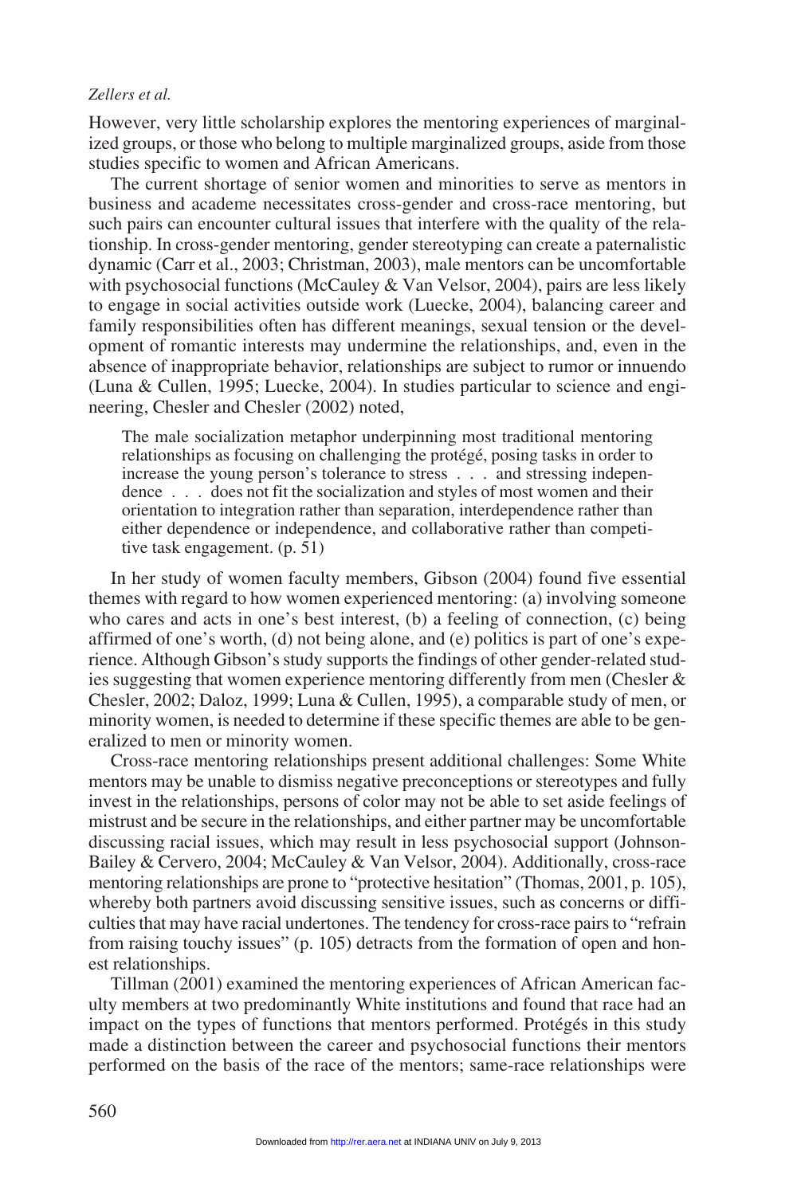However, very little scholarship explores the mentoring experiences of marginalized groups, or those who belong to multiple marginalized groups, aside from those studies specific to women and African Americans.

The current shortage of senior women and minorities to serve as mentors in business and academe necessitates cross-gender and cross-race mentoring, but such pairs can encounter cultural issues that interfere with the quality of the relationship. In cross-gender mentoring, gender stereotyping can create a paternalistic dynamic (Carr et al., 2003; Christman, 2003), male mentors can be uncomfortable with psychosocial functions (McCauley & Van Velsor, 2004), pairs are less likely to engage in social activities outside work (Luecke, 2004), balancing career and family responsibilities often has different meanings, sexual tension or the development of romantic interests may undermine the relationships, and, even in the absence of inappropriate behavior, relationships are subject to rumor or innuendo (Luna & Cullen, 1995; Luecke, 2004). In studies particular to science and engineering, Chesler and Chesler (2002) noted,

> The male socialization metaphor underpinning most traditional mentoring relationships as focusing on challenging the protégé, posing tasks in order to increase the young person's tolerance to stress . . . and stressing independence . . . does not fit the socialization and styles of most women and their orientation to integration rather than separation, interdependence rather than either dependence or independence, and collaborative rather than competitive task engagement. (p. 51)

In her study of women faculty members, Gibson (2004) found five essential themes with regard to how women experienced mentoring: (a) involving someone who cares and acts in one's best interest, (b) a feeling of connection, (c) being affirmed of one's worth, (d) not being alone, and (e) politics is part of one's experience. Although Gibson's study supports the findings of other gender-related studies suggesting that women experience mentoring differently from men (Chesler & Chesler, 2002; Daloz, 1999; Luna & Cullen, 1995), a comparable study of men, or minority women, is needed to determine if these specific themes are able to be generalized to men or minority women.

Cross-race mentoring relationships present additional challenges: Some White mentors may be unable to dismiss negative preconceptions or stereotypes and fully invest in the relationships, persons of color may not be able to set aside feelings of mistrust and be secure in the relationships, and either partner may be uncomfortable discussing racial issues, which may result in less psychosocial support (Johnson-Bailey & Cervero, 2004; McCauley & Van Velsor, 2004). Additionally, cross-race mentoring relationships are prone to "protective hesitation" (Thomas, 2001, p. 105), whereby both partners avoid discussing sensitive issues, such as concerns or difficulties that may have racial undertones. The tendency for cross-race pairs to "refrain from raising touchy issues" (p. 105) detracts from the formation of open and honest relationships.

Tillman (2001) examined the mentoring experiences of African American faculty members at two predominantly White institutions and found that race had an impact on the types of functions that mentors performed. Protégés in this study made a distinction between the career and psychosocial functions their mentors performed on the basis of the race of the mentors; same-race relationships were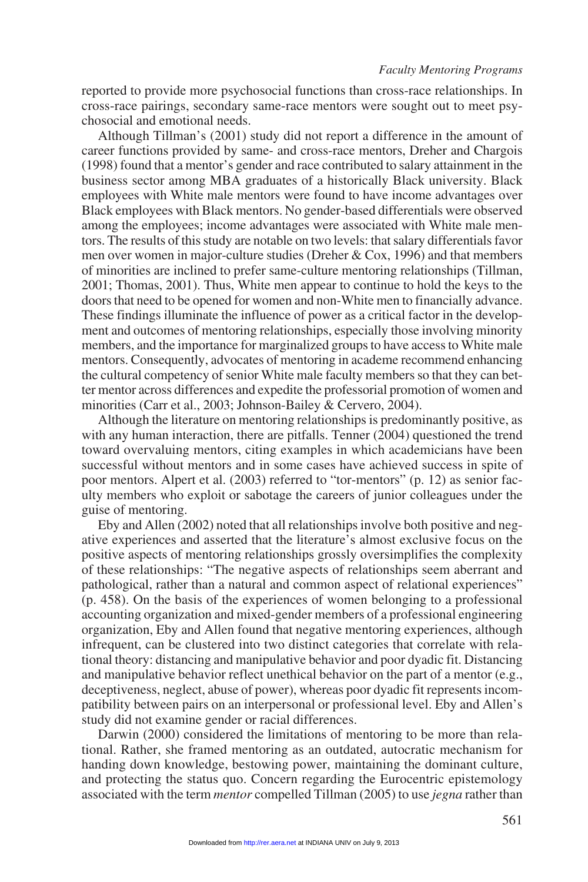reported to provide more psychosocial functions than cross-race relationships. In cross-race pairings, secondary same-race mentors were sought out to meet psychosocial and emotional needs.

Although Tillman's (2001) study did not report a difference in the amount of career functions provided by same- and cross-race mentors, Dreher and Chargois (1998) found that a mentor's gender and race contributed to salary attainment in the business sector among MBA graduates of a historically Black university. Black employees with White male mentors were found to have income advantages over Black employees with Black mentors. No gender-based differentials were observed among the employees; income advantages were associated with White male mentors. The results of this study are notable on two levels: that salary differentials favor men over women in major-culture studies (Dreher & Cox, 1996) and that members of minorities are inclined to prefer same-culture mentoring relationships (Tillman, 2001; Thomas, 2001). Thus, White men appear to continue to hold the keys to the doors that need to be opened for women and non-White men to financially advance. These findings illuminate the influence of power as a critical factor in the development and outcomes of mentoring relationships, especially those involving minority members, and the importance for marginalized groups to have access to White male mentors. Consequently, advocates of mentoring in academe recommend enhancing the cultural competency of senior White male faculty members so that they can better mentor across differences and expedite the professorial promotion of women and minorities (Carr et al., 2003; Johnson-Bailey & Cervero, 2004).

Although the literature on mentoring relationships is predominantly positive, as with any human interaction, there are pitfalls. Tenner (2004) questioned the trend toward overvaluing mentors, citing examples in which academicians have been successful without mentors and in some cases have achieved success in spite of poor mentors. Alpert et al. (2003) referred to "tor-mentors" (p. 12) as senior faculty members who exploit or sabotage the careers of junior colleagues under the guise of mentoring.

Eby and Allen (2002) noted that all relationships involve both positive and negative experiences and asserted that the literature's almost exclusive focus on the positive aspects of mentoring relationships grossly oversimplifies the complexity of these relationships: "The negative aspects of relationships seem aberrant and pathological, rather than a natural and common aspect of relational experiences" (p. 458). On the basis of the experiences of women belonging to a professional accounting organization and mixed-gender members of a professional engineering organization, Eby and Allen found that negative mentoring experiences, although infrequent, can be clustered into two distinct categories that correlate with relational theory: distancing and manipulative behavior and poor dyadic fit. Distancing and manipulative behavior reflect unethical behavior on the part of a mentor (e.g., deceptiveness, neglect, abuse of power), whereas poor dyadic fit represents incompatibility between pairs on an interpersonal or professional level. Eby and Allen's study did not examine gender or racial differences.

Darwin (2000) considered the limitations of mentoring to be more than relational. Rather, she framed mentoring as an outdated, autocratic mechanism for handing down knowledge, bestowing power, maintaining the dominant culture, and protecting the status quo. Concern regarding the Eurocentric epistemology associated with the term *mentor* compelled Tillman (2005) to use *jegna* rather than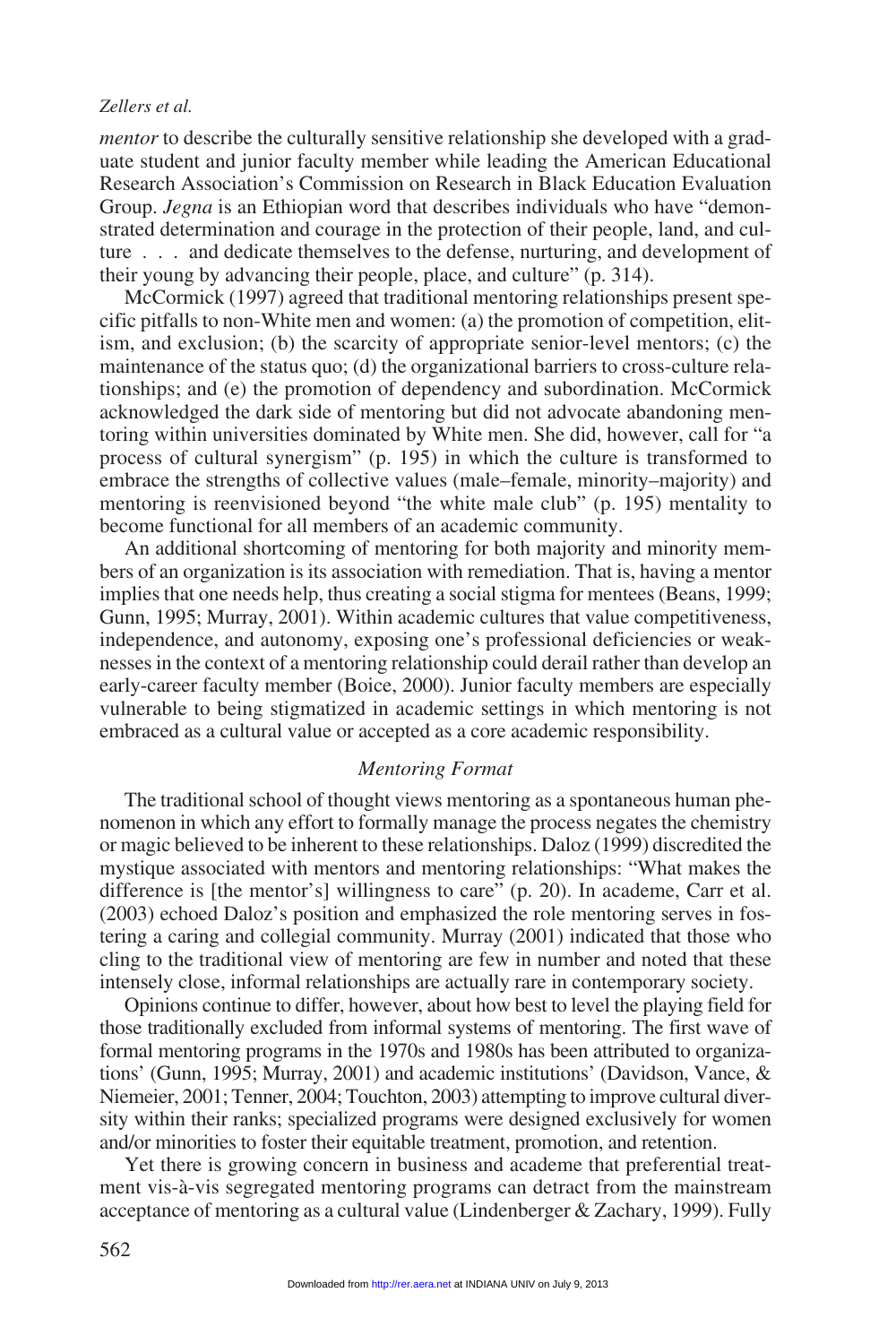*mentor* to describe the culturally sensitive relationship she developed with a graduate student and junior faculty member while leading the American Educational Research Association's Commission on Research in Black Education Evaluation Group. *Jegna* is an Ethiopian word that describes individuals who have "demonstrated determination and courage in the protection of their people, land, and culture . . . and dedicate themselves to the defense, nurturing, and development of their young by advancing their people, place, and culture" (p. 314).

McCormick (1997) agreed that traditional mentoring relationships present specific pitfalls to non-White men and women: (a) the promotion of competition, elitism, and exclusion; (b) the scarcity of appropriate senior-level mentors; (c) the maintenance of the status quo; (d) the organizational barriers to cross-culture relationships; and (e) the promotion of dependency and subordination. McCormick acknowledged the dark side of mentoring but did not advocate abandoning mentoring within universities dominated by White men. She did, however, call for "a process of cultural synergism" (p. 195) in which the culture is transformed to embrace the strengths of collective values (male–female, minority–majority) and mentoring is reenvisioned beyond "the white male club" (p. 195) mentality to become functional for all members of an academic community.

An additional shortcoming of mentoring for both majority and minority members of an organization is its association with remediation. That is, having a mentor implies that one needs help, thus creating a social stigma for mentees (Beans, 1999; Gunn, 1995; Murray, 2001). Within academic cultures that value competitiveness, independence, and autonomy, exposing one's professional deficiencies or weaknesses in the context of a mentoring relationship could derail rather than develop an early-career faculty member (Boice, 2000). Junior faculty members are especially vulnerable to being stigmatized in academic settings in which mentoring is not embraced as a cultural value or accepted as a core academic responsibility.

### *Mentoring Format*

The traditional school of thought views mentoring as a spontaneous human phenomenon in which any effort to formally manage the process negates the chemistry or magic believed to be inherent to these relationships. Daloz (1999) discredited the mystique associated with mentors and mentoring relationships: "What makes the difference is [the mentor's] willingness to care" (p. 20). In academe, Carr et al. (2003) echoed Daloz's position and emphasized the role mentoring serves in fostering a caring and collegial community. Murray (2001) indicated that those who cling to the traditional view of mentoring are few in number and noted that these intensely close, informal relationships are actually rare in contemporary society.

Opinions continue to differ, however, about how best to level the playing field for those traditionally excluded from informal systems of mentoring. The first wave of formal mentoring programs in the 1970s and 1980s has been attributed to organizations' (Gunn, 1995; Murray, 2001) and academic institutions' (Davidson, Vance, & Niemeier, 2001; Tenner, 2004; Touchton, 2003) attempting to improve cultural diversity within their ranks; specialized programs were designed exclusively for women and/or minorities to foster their equitable treatment, promotion, and retention.

Yet there is growing concern in business and academe that preferential treatment vis-à-vis segregated mentoring programs can detract from the mainstream acceptance of mentoring as a cultural value (Lindenberger & Zachary, 1999). Fully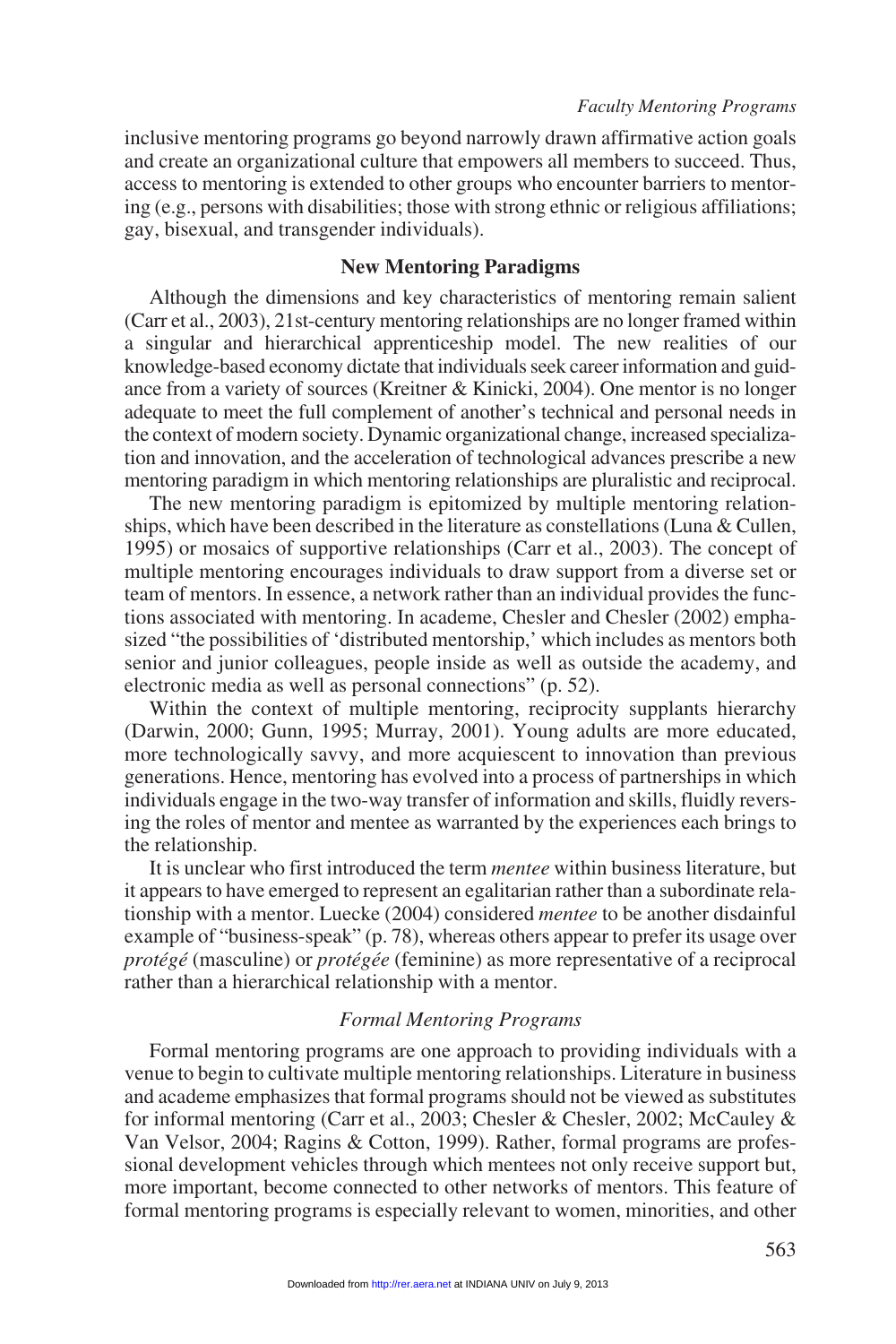inclusive mentoring programs go beyond narrowly drawn affirmative action goals and create an organizational culture that empowers all members to succeed. Thus, access to mentoring is extended to other groups who encounter barriers to mentoring (e.g., persons with disabilities; those with strong ethnic or religious affiliations; gay, bisexual, and transgender individuals).

## New Mentoring Paradigms

Although the dimensions and key characteristics of mentoring remain salient (Carr et al., 2003), 21st-century mentoring relationships are no longer framed within a singular and hierarchical apprenticeship model. The new realities of our knowledge-based economy dictate that individuals seek career information and guidance from a variety of sources (Kreitner & Kinicki, 2004). One mentor is no longer adequate to meet the full complement of another's technical and personal needs in the context of modern society. Dynamic organizational change, increased specialization and innovation, and the acceleration of technological advances prescribe a new mentoring paradigm in which mentoring relationships are pluralistic and reciprocal.

The new mentoring paradigm is epitomized by multiple mentoring relationships, which have been described in the literature as constellations (Luna & Cullen, 1995) or mosaics of supportive relationships (Carr et al., 2003). The concept of multiple mentoring encourages individuals to draw support from a diverse set or team of mentors. In essence, a network rather than an individual provides the functions associated with mentoring. In academe, Chesler and Chesler (2002) emphasized "the possibilities of 'distributed mentorship,' which includes as mentors both senior and junior colleagues, people inside as well as outside the academy, and electronic media as well as personal connections" (p. 52).

Within the context of multiple mentoring, reciprocity supplants hierarchy (Darwin, 2000; Gunn, 1995; Murray, 2001). Young adults are more educated, more technologically savvy, and more acquiescent to innovation than previous generations. Hence, mentoring has evolved into a process of partnerships in which individuals engage in the two-way transfer of information and skills, fluidly reversing the roles of mentor and mentee as warranted by the experiences each brings to the relationship.

It is unclear who first introduced the term *mentee* within business literature, but it appears to have emerged to represent an egalitarian rather than a subordinate relationship with a mentor. Luecke (2004) considered *mentee* to be another disdainful example of "business-speak" (p. 78), whereas others appear to prefer its usage over *protégé* (masculine) or *protégée* (feminine) as more representative of a reciprocal rather than a hierarchical relationship with a mentor.

### *Formal Mentoring Programs*

Formal mentoring programs are one approach to providing individuals with a venue to begin to cultivate multiple mentoring relationships. Literature in business and academe emphasizes that formal programs should not be viewed as substitutes for informal mentoring (Carr et al., 2003; Chesler & Chesler, 2002; McCauley & Van Velsor, 2004; Ragins & Cotton, 1999). Rather, formal programs are professional development vehicles through which mentees not only receive support but, more important, become connected to other networks of mentors. This feature of formal mentoring programs is especially relevant to women, minorities, and other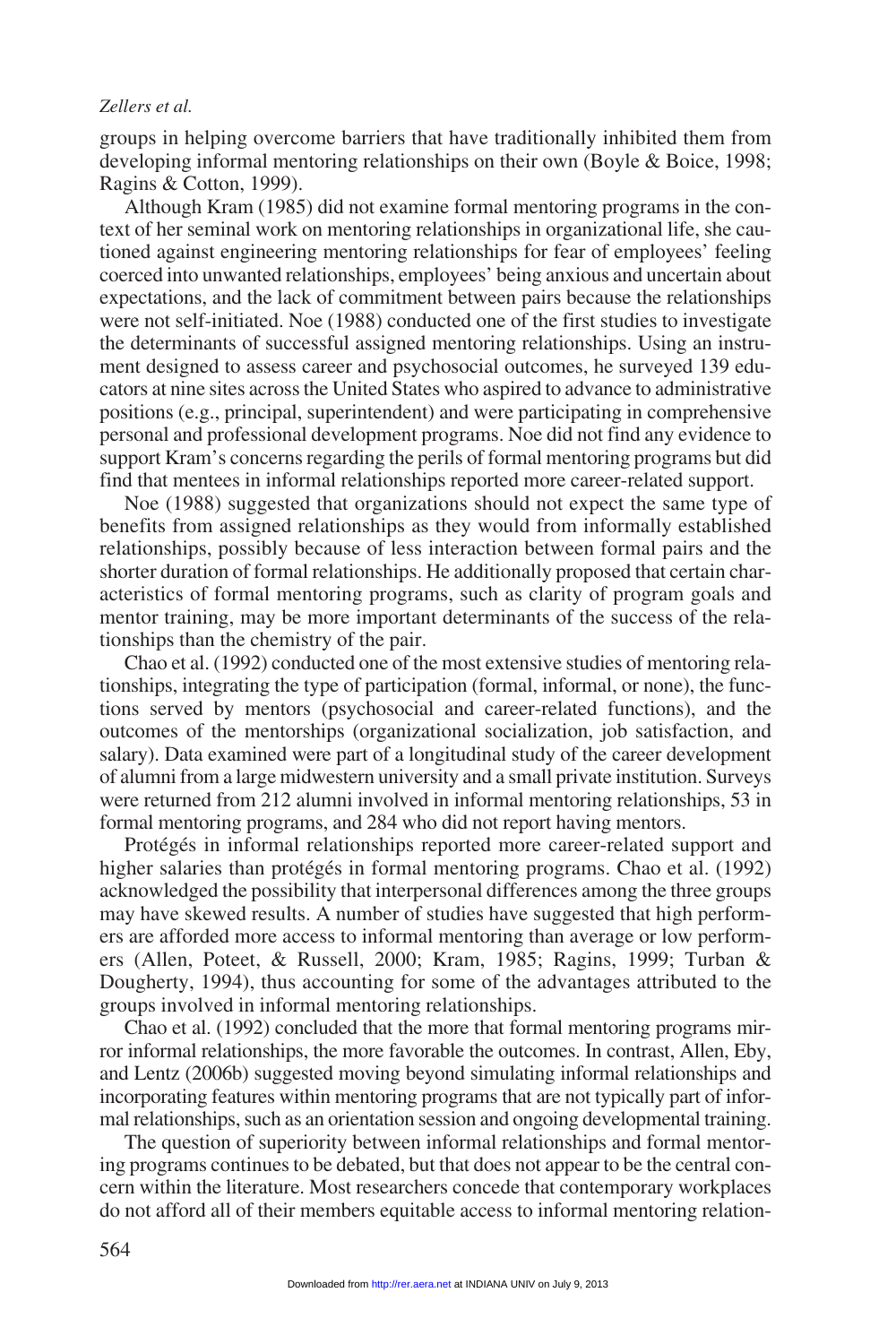groups in helping overcome barriers that have traditionally inhibited them from developing informal mentoring relationships on their own (Boyle & Boice, 1998; Ragins & Cotton, 1999).

Although Kram (1985) did not examine formal mentoring programs in the context of her seminal work on mentoring relationships in organizational life, she cautioned against engineering mentoring relationships for fear of employees' feeling coerced into unwanted relationships, employees' being anxious and uncertain about expectations, and the lack of commitment between pairs because the relationships were not self-initiated. Noe (1988) conducted one of the first studies to investigate the determinants of successful assigned mentoring relationships. Using an instrument designed to assess career and psychosocial outcomes, he surveyed 139 educators at nine sites across the United States who aspired to advance to administrative positions (e.g., principal, superintendent) and were participating in comprehensive personal and professional development programs. Noe did not find any evidence to support Kram's concerns regarding the perils of formal mentoring programs but did find that mentees in informal relationships reported more career-related support.

Noe (1988) suggested that organizations should not expect the same type of benefits from assigned relationships as they would from informally established relationships, possibly because of less interaction between formal pairs and the shorter duration of formal relationships. He additionally proposed that certain characteristics of formal mentoring programs, such as clarity of program goals and mentor training, may be more important determinants of the success of the relationships than the chemistry of the pair.

Chao et al. (1992) conducted one of the most extensive studies of mentoring relationships, integrating the type of participation (formal, informal, or none), the functions served by mentors (psychosocial and career-related functions), and the outcomes of the mentorships (organizational socialization, job satisfaction, and salary). Data examined were part of a longitudinal study of the career development of alumni from a large midwestern university and a small private institution. Surveys were returned from 212 alumni involved in informal mentoring relationships, 53 in formal mentoring programs, and 284 who did not report having mentors.

Protégés in informal relationships reported more career-related support and higher salaries than protégés in formal mentoring programs. Chao et al. (1992) acknowledged the possibility that interpersonal differences among the three groups may have skewed results. A number of studies have suggested that high performers are afforded more access to informal mentoring than average or low performers (Allen, Poteet, & Russell, 2000; Kram, 1985; Ragins, 1999; Turban & Dougherty, 1994), thus accounting for some of the advantages attributed to the groups involved in informal mentoring relationships.

Chao et al. (1992) concluded that the more that formal mentoring programs mirror informal relationships, the more favorable the outcomes. In contrast, Allen, Eby, and Lentz (2006b) suggested moving beyond simulating informal relationships and incorporating features within mentoring programs that are not typically part of informal relationships, such as an orientation session and ongoing developmental training.

The question of superiority between informal relationships and formal mentoring programs continues to be debated, but that does not appear to be the central concern within the literature. Most researchers concede that contemporary workplaces do not afford all of their members equitable access to informal mentoring relation-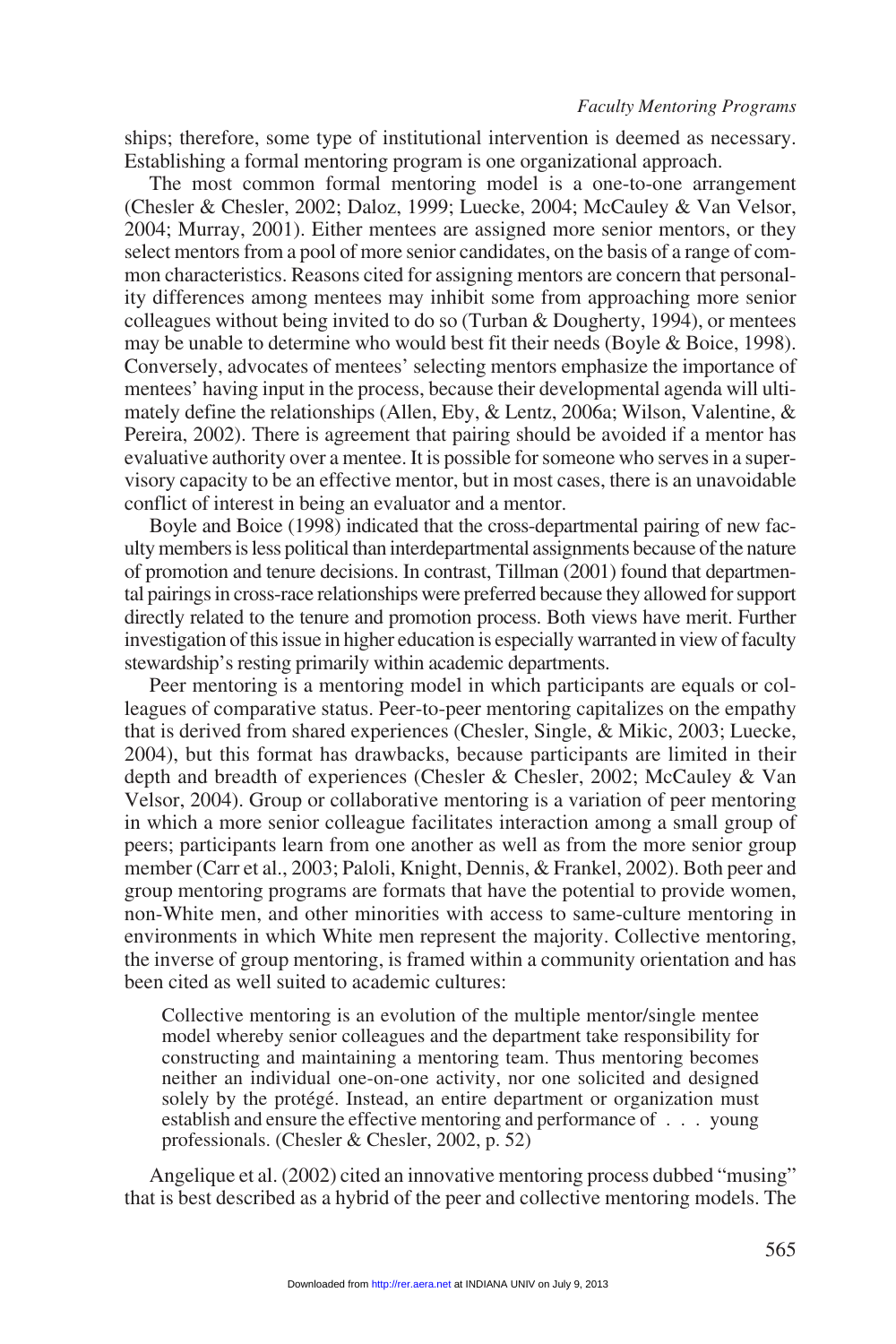ships; therefore, some type of institutional intervention is deemed as necessary. Establishing a formal mentoring program is one organizational approach.

The most common formal mentoring model is a one-to-one arrangement (Chesler & Chesler, 2002; Daloz, 1999; Luecke, 2004; McCauley & Van Velsor, 2004; Murray, 2001). Either mentees are assigned more senior mentors, or they select mentors from a pool of more senior candidates, on the basis of a range of common characteristics. Reasons cited for assigning mentors are concern that personality differences among mentees may inhibit some from approaching more senior colleagues without being invited to do so (Turban & Dougherty, 1994), or mentees may be unable to determine who would best fit their needs (Boyle & Boice, 1998). Conversely, advocates of mentees' selecting mentors emphasize the importance of mentees' having input in the process, because their developmental agenda will ultimately define the relationships (Allen, Eby, & Lentz, 2006a; Wilson, Valentine, & Pereira, 2002). There is agreement that pairing should be avoided if a mentor has evaluative authority over a mentee. It is possible for someone who serves in a supervisory capacity to be an effective mentor, but in most cases, there is an unavoidable conflict of interest in being an evaluator and a mentor.

Boyle and Boice (1998) indicated that the cross-departmental pairing of new faculty members is less political than interdepartmental assignments because of the nature of promotion and tenure decisions. In contrast, Tillman (2001) found that departmental pairings in cross-race relationships were preferred because they allowed for support directly related to the tenure and promotion process. Both views have merit. Further investigation of this issue in higher education is especially warranted in view of faculty stewardship's resting primarily within academic departments.

Peer mentoring is a mentoring model in which participants are equals or colleagues of comparative status. Peer-to-peer mentoring capitalizes on the empathy that is derived from shared experiences (Chesler, Single, & Mikic, 2003; Luecke, 2004), but this format has drawbacks, because participants are limited in their depth and breadth of experiences (Chesler & Chesler, 2002; McCauley & Van Velsor, 2004). Group or collaborative mentoring is a variation of peer mentoring in which a more senior colleague facilitates interaction among a small group of peers; participants learn from one another as well as from the more senior group member (Carr et al., 2003; Paloli, Knight, Dennis, & Frankel, 2002). Both peer and group mentoring programs are formats that have the potential to provide women, non-White men, and other minorities with access to same-culture mentoring in environments in which White men represent the majority. Collective mentoring, the inverse of group mentoring, is framed within a community orientation and has been cited as well suited to academic cultures:

> Collective mentoring is an evolution of the multiple mentor/single mentee model whereby senior colleagues and the department take responsibility for constructing and maintaining a mentoring team. Thus mentoring becomes neither an individual one-on-one activity, nor one solicited and designed solely by the protégé. Instead, an entire department or organization must establish and ensure the effective mentoring and performance of . . . young professionals. (Chesler & Chesler, 2002, p. 52)

Angelique et al. (2002) cited an innovative mentoring process dubbed "musing" that is best described as a hybrid of the peer and collective mentoring models. The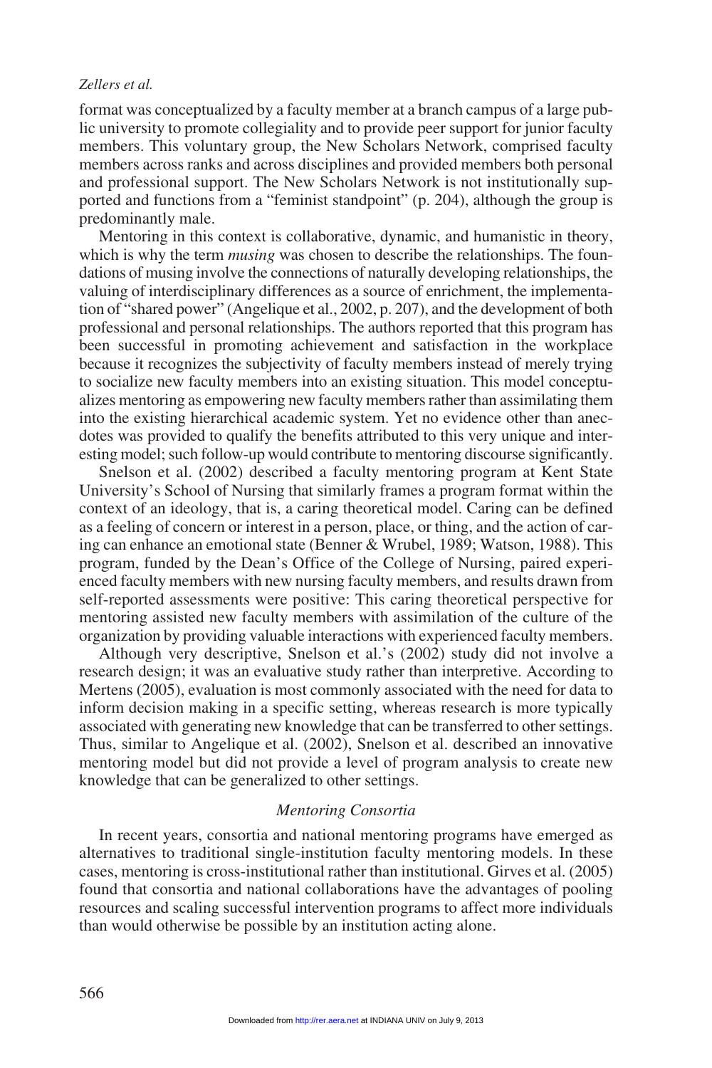format was conceptualized by a faculty member at a branch campus of a large public university to promote collegiality and to provide peer support for junior faculty members. This voluntary group, the New Scholars Network, comprised faculty members across ranks and across disciplines and provided members both personal and professional support. The New Scholars Network is not institutionally supported and functions from a "feminist standpoint" (p. 204), although the group is predominantly male.

Mentoring in this context is collaborative, dynamic, and humanistic in theory, which is why the term *musing* was chosen to describe the relationships. The foundations of musing involve the connections of naturally developing relationships, the valuing of interdisciplinary differences as a source of enrichment, the implementation of "shared power" (Angelique et al., 2002, p. 207), and the development of both professional and personal relationships. The authors reported that this program has been successful in promoting achievement and satisfaction in the workplace because it recognizes the subjectivity of faculty members instead of merely trying to socialize new faculty members into an existing situation. This model conceptualizes mentoring as empowering new faculty members rather than assimilating them into the existing hierarchical academic system. Yet no evidence other than anecdotes was provided to qualify the benefits attributed to this very unique and interesting model; such follow-up would contribute to mentoring discourse significantly.

Snelson et al. (2002) described a faculty mentoring program at Kent State University's School of Nursing that similarly frames a program format within the context of an ideology, that is, a caring theoretical model. Caring can be defined as a feeling of concern or interest in a person, place, or thing, and the action of caring can enhance an emotional state (Benner & Wrubel, 1989; Watson, 1988). This program, funded by the Dean's Office of the College of Nursing, paired experienced faculty members with new nursing faculty members, and results drawn from self-reported assessments were positive: This caring theoretical perspective for mentoring assisted new faculty members with assimilation of the culture of the organization by providing valuable interactions with experienced faculty members.

Although very descriptive, Snelson et al.'s (2002) study did not involve a research design; it was an evaluative study rather than interpretive. According to Mertens (2005), evaluation is most commonly associated with the need for data to inform decision making in a specific setting, whereas research is more typically associated with generating new knowledge that can be transferred to other settings. Thus, similar to Angelique et al. (2002), Snelson et al. described an innovative mentoring model but did not provide a level of program analysis to create new knowledge that can be generalized to other settings.

### *Mentoring Consortia*

In recent years, consortia and national mentoring programs have emerged as alternatives to traditional single-institution faculty mentoring models. In these cases, mentoring is cross-institutional rather than institutional. Girves et al. (2005) found that consortia and national collaborations have the advantages of pooling resources and scaling successful intervention programs to affect more individuals than would otherwise be possible by an institution acting alone.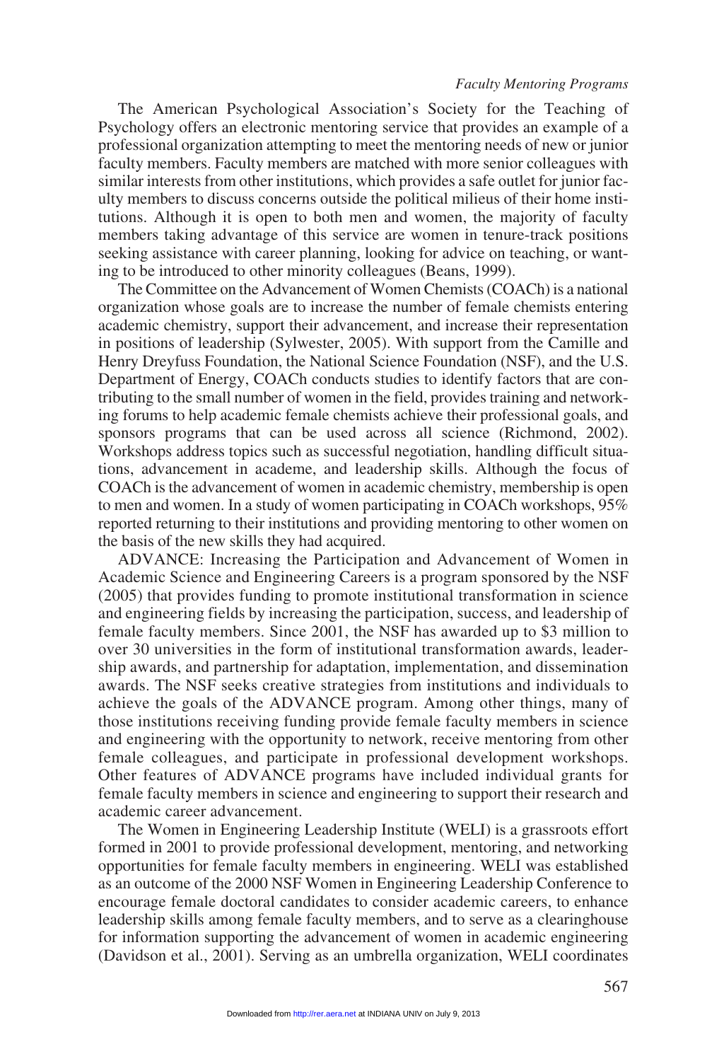The American Psychological Association's Society for the Teaching of Psychology offers an electronic mentoring service that provides an example of a professional organization attempting to meet the mentoring needs of new or junior faculty members. Faculty members are matched with more senior colleagues with similar interests from other institutions, which provides a safe outlet for junior faculty members to discuss concerns outside the political milieus of their home institutions. Although it is open to both men and women, the majority of faculty members taking advantage of this service are women in tenure-track positions seeking assistance with career planning, looking for advice on teaching, or wanting to be introduced to other minority colleagues (Beans, 1999).

The Committee on the Advancement of Women Chemists (COACh) is a national organization whose goals are to increase the number of female chemists entering academic chemistry, support their advancement, and increase their representation in positions of leadership (Sylwester, 2005). With support from the Camille and Henry Dreyfuss Foundation, the National Science Foundation (NSF), and the U.S. Department of Energy, COACh conducts studies to identify factors that are contributing to the small number of women in the field, provides training and networking forums to help academic female chemists achieve their professional goals, and sponsors programs that can be used across all science (Richmond, 2002). Workshops address topics such as successful negotiation, handling difficult situations, advancement in academe, and leadership skills. Although the focus of COACh is the advancement of women in academic chemistry, membership is open to men and women. In a study of women participating in COACh workshops, 95% reported returning to their institutions and providing mentoring to other women on the basis of the new skills they had acquired.

ADVANCE: Increasing the Participation and Advancement of Women in Academic Science and Engineering Careers is a program sponsored by the NSF (2005) that provides funding to promote institutional transformation in science and engineering fields by increasing the participation, success, and leadership of female faculty members. Since 2001, the NSF has awarded up to $3 million to over 30 universities in the form of institutional transformation awards, leadership awards, and partnership for adaptation, implementation, and dissemination awards. The NSF seeks creative strategies from institutions and individuals to achieve the goals of the ADVANCE program. Among other things, many of those institutions receiving funding provide female faculty members in science and engineering with the opportunity to network, receive mentoring from other female colleagues, and participate in professional development workshops. Other features of ADVANCE programs have included individual grants for female faculty members in science and engineering to support their research and academic career advancement.

The Women in Engineering Leadership Institute (WELI) is a grassroots effort formed in 2001 to provide professional development, mentoring, and networking opportunities for female faculty members in engineering. WELI was established as an outcome of the 2000 NSF Women in Engineering Leadership Conference to encourage female doctoral candidates to consider academic careers, to enhance leadership skills among female faculty members, and to serve as a clearinghouse for information supporting the advancement of women in academic engineering (Davidson et al., 2001). Serving as an umbrella organization, WELI coordinates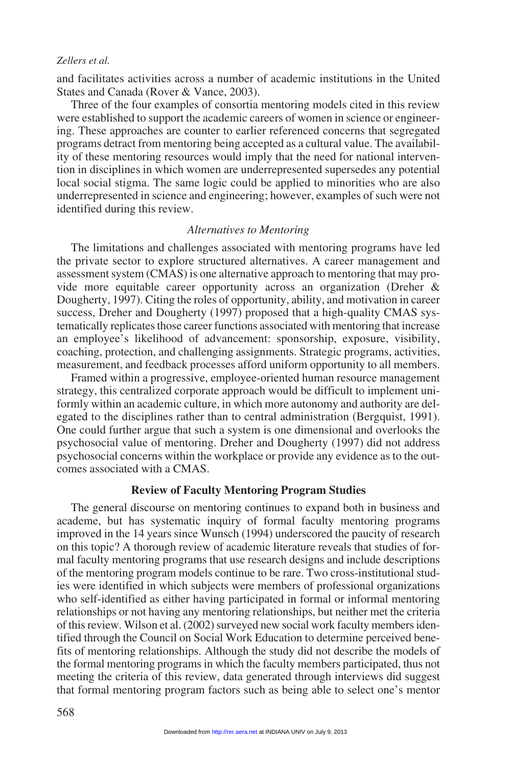and facilitates activities across a number of academic institutions in the United States and Canada (Rover & Vance, 2003).

Three of the four examples of consortia mentoring models cited in this review were established to support the academic careers of women in science or engineering. These approaches are counter to earlier referenced concerns that segregated programs detract from mentoring being accepted as a cultural value. The availability of these mentoring resources would imply that the need for national intervention in disciplines in which women are underrepresented supersedes any potential local social stigma. The same logic could be applied to minorities who are also underrepresented in science and engineering; however, examples of such were not identified during this review.

### *Alternatives to Mentoring*

The limitations and challenges associated with mentoring programs have led the private sector to explore structured alternatives. A career management and assessment system (CMAS) is one alternative approach to mentoring that may provide more equitable career opportunity across an organization (Dreher & Dougherty, 1997). Citing the roles of opportunity, ability, and motivation in career success, Dreher and Dougherty (1997) proposed that a high-quality CMAS systematically replicates those career functions associated with mentoring that increase an employee's likelihood of advancement: sponsorship, exposure, visibility, coaching, protection, and challenging assignments. Strategic programs, activities, measurement, and feedback processes afford uniform opportunity to all members.

Framed within a progressive, employee-oriented human resource management strategy, this centralized corporate approach would be difficult to implement uniformly within an academic culture, in which more autonomy and authority are delegated to the disciplines rather than to central administration (Bergquist, 1991). One could further argue that such a system is one dimensional and overlooks the psychosocial value of mentoring. Dreher and Dougherty (1997) did not address psychosocial concerns within the workplace or provide any evidence as to the outcomes associated with a CMAS.

## **Review of Faculty Mentoring Program Studies**

The general discourse on mentoring continues to expand both in business and academe, but has systematic inquiry of formal faculty mentoring programs improved in the 14 years since Wunsch (1994) underscored the paucity of research on this topic? A thorough review of academic literature reveals that studies of formal faculty mentoring programs that use research designs and include descriptions of the mentoring program models continue to be rare. Two cross-institutional studies were identified in which subjects were members of professional organizations who self-identified as either having participated in formal or informal mentoring relationships or not having any mentoring relationships, but neither met the criteria of this review. Wilson et al. (2002) surveyed new social work faculty members identified through the Council on Social Work Education to determine perceived benefits of mentoring relationships. Although the study did not describe the models of the formal mentoring programs in which the faculty members participated, thus not meeting the criteria of this review, data generated through interviews did suggest that formal mentoring program factors such as being able to select one's mentor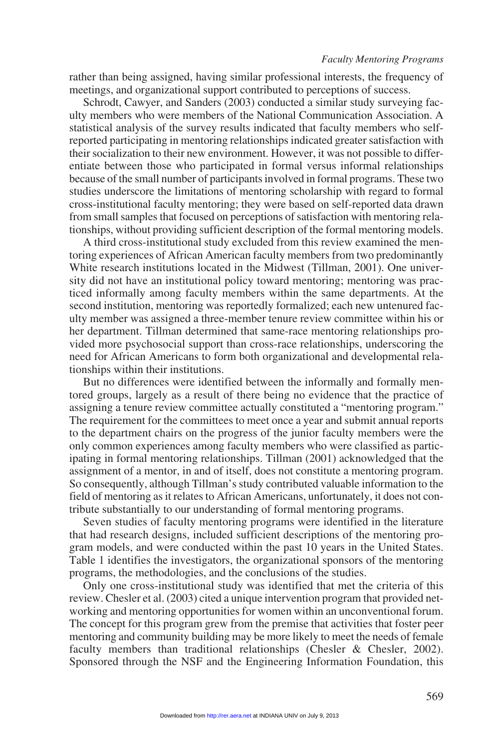rather than being assigned, having similar professional interests, the frequency of meetings, and organizational support contributed to perceptions of success.

Schrodt, Cawyer, and Sanders (2003) conducted a similar study surveying faculty members who were members of the National Communication Association. A statistical analysis of the survey results indicated that faculty members who self-reported participating in mentoring relationships indicated greater satisfaction with their socialization to their new environment. However, it was not possible to differentiate between those who participated in formal versus informal relationships because of the small number of participants involved in formal programs. These two studies underscore the limitations of mentoring scholarship with regard to formal cross-institutional faculty mentoring; they were based on self-reported data drawn from small samples that focused on perceptions of satisfaction with mentoring relationships, without providing sufficient description of the formal mentoring models.

A third cross-institutional study excluded from this review examined the mentoring experiences of African American faculty members from two predominantly White research institutions located in the Midwest (Tillman, 2001). One university did not have an institutional policy toward mentoring; mentoring was practiced informally among faculty members within the same departments. At the second institution, mentoring was reportedly formalized; each new untenured faculty member was assigned a three-member tenure review committee within his or her department. Tillman determined that same-race mentoring relationships provided more psychosocial support than cross-race relationships, underscoring the need for African Americans to form both organizational and developmental relationships within their institutions.

But no differences were identified between the informally and formally mentored groups, largely as a result of there being no evidence that the practice of assigning a tenure review committee actually constituted a "mentoring program." The requirement for the committees to meet once a year and submit annual reports to the department chairs on the progress of the junior faculty members were the only common experiences among faculty members who were classified as participating in formal mentoring relationships. Tillman (2001) acknowledged that the assignment of a mentor, in and of itself, does not constitute a mentoring program. So consequently, although Tillman's study contributed valuable information to the field of mentoring as it relates to African Americans, unfortunately, it does not contribute substantially to our understanding of formal mentoring programs.

Seven studies of faculty mentoring programs were identified in the literature that had research designs, included sufficient descriptions of the mentoring program models, and were conducted within the past 10 years in the United States. Table 1 identifies the investigators, the organizational sponsors of the mentoring programs, the methodologies, and the conclusions of the studies.

Only one cross-institutional study was identified that met the criteria of this review. Chesler et al. (2003) cited a unique intervention program that provided networking and mentoring opportunities for women within an unconventional forum. The concept for this program grew from the premise that activities that foster peer mentoring and community building may be more likely to meet the needs of female faculty members than traditional relationships (Chesler & Chesler, 2002). Sponsored through the NSF and the Engineering Information Foundation, this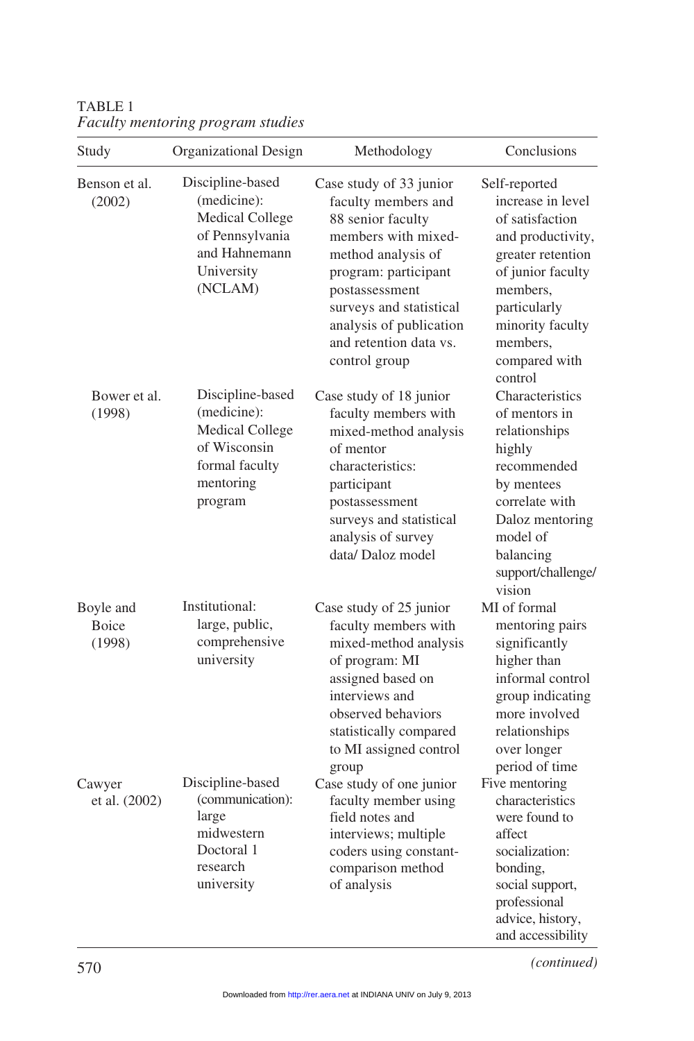TABLE 1
*Faculty mentoring program studies*

| Study | Organizational Design | Methodology | Conclusions |
|---|---|---|---|
| Benson et al. (2002) | Discipline-based (medicine): Medical College of Pennsylvania and Hahnemann University (NCLAM) | Case study of 33 junior faculty members and 88 senior faculty members with mixed-method analysis of program: participant postassessment surveys and statistical analysis of publication and retention data vs. control group | Self-reported increase in level of satisfaction and productivity, greater retention of junior faculty members, particularly minority faculty members, compared with control |
| Bower et al. (1998) | Discipline-based (medicine): Medical College of Wisconsin formal faculty mentoring program | Case study of 18 junior faculty members with mixed-method analysis of mentor characteristics: participant postassessment surveys and statistical analysis of survey data/ Daloz model | Characteristics of mentors in relationships highly recommended by mentees correlate with Daloz mentoring model of balancing support/challenge/ vision |
| Boyle and Boice (1998) | Institutional: large, public, comprehensive university | Case study of 25 junior faculty members with mixed-method analysis of program: MI assigned based on interviews and observed behaviors statistically compared to MI assigned control group | MI of formal mentoring pairs significantly higher than informal control group indicating more involved relationships over longer period of time |
| Cawyer et al. (2002) | Discipline-based (communication): large midwestern Doctoral 1 research university | Case study of one junior faculty member using field notes and interviews; multiple coders using constant-comparison method of analysis | Five mentoring characteristics were found to affect socialization: bonding, social support, professional advice, history, and accessibility |

*(continued)*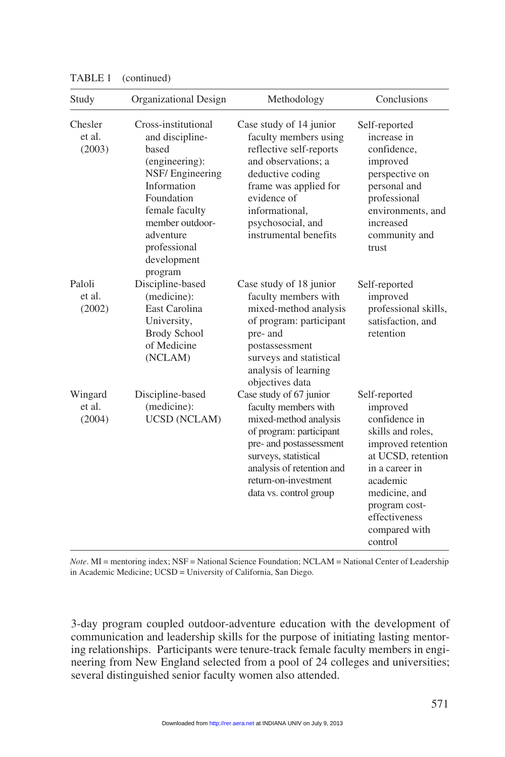TABLE 1 (continued)

| Study | Organizational Design | Methodology | Conclusions |
|---|---|---|---|
| Chesler et al. (2003) | Cross-institutional and discipline-based (engineering): NSF/ Engineering Information Foundation female faculty member outdoor-adventure professional development program | Case study of 14 junior faculty members using reflective self-reports and observations; a deductive coding frame was applied for evidence of informational, psychosocial, and instrumental benefits | Self-reported increase in confidence, improved perspective on personal and professional environments, and increased community and trust |
| Paloli et al. (2002) | Discipline-based (medicine): East Carolina University, Brody School of Medicine (NCLAM) | Case study of 18 junior faculty members with mixed-method analysis of program: participant pre- and postassessment surveys and statistical analysis of learning objectives data | Self-reported improved professional skills, satisfaction, and retention |
| Wingard et al. (2004) | Discipline-based (medicine): UCSD (NCLAM) | Case study of 67 junior faculty members with mixed-method analysis of program: participant pre- and postassessment surveys, statistical analysis of retention and return-on-investment data vs. control group | Self-reported improved confidence in skills and roles, improved retention at UCSD, retention in a career in academic medicine, and program cost-effectiveness compared with control |

*Note*. MI = mentoring index; NSF = National Science Foundation; NCLAM = National Center of Leadership in Academic Medicine; UCSD = University of California, San Diego.

3-day program coupled outdoor-adventure education with the development of communication and leadership skills for the purpose of initiating lasting mentoring relationships. Participants were tenure-track female faculty members in engineering from New England selected from a pool of 24 colleges and universities; several distinguished senior faculty women also attended.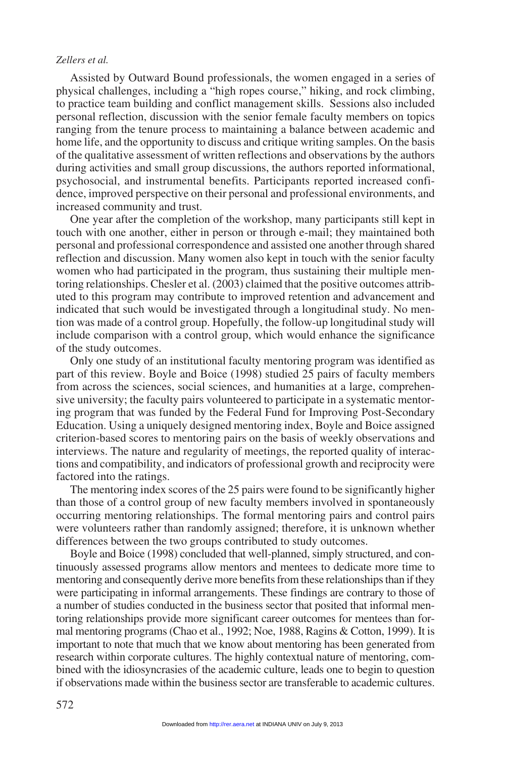Assisted by Outward Bound professionals, the women engaged in a series of physical challenges, including a "high ropes course," hiking, and rock climbing, to practice team building and conflict management skills. Sessions also included personal reflection, discussion with the senior female faculty members on topics ranging from the tenure process to maintaining a balance between academic and home life, and the opportunity to discuss and critique writing samples. On the basis of the qualitative assessment of written reflections and observations by the authors during activities and small group discussions, the authors reported informational, psychosocial, and instrumental benefits. Participants reported increased confidence, improved perspective on their personal and professional environments, and increased community and trust.

One year after the completion of the workshop, many participants still kept in touch with one another, either in person or through e-mail; they maintained both personal and professional correspondence and assisted one another through shared reflection and discussion. Many women also kept in touch with the senior faculty women who had participated in the program, thus sustaining their multiple mentoring relationships. Chesler et al. (2003) claimed that the positive outcomes attributed to this program may contribute to improved retention and advancement and indicated that such would be investigated through a longitudinal study. No mention was made of a control group. Hopefully, the follow-up longitudinal study will include comparison with a control group, which would enhance the significance of the study outcomes.

Only one study of an institutional faculty mentoring program was identified as part of this review. Boyle and Boice (1998) studied 25 pairs of faculty members from across the sciences, social sciences, and humanities at a large, comprehensive university; the faculty pairs volunteered to participate in a systematic mentoring program that was funded by the Federal Fund for Improving Post-Secondary Education. Using a uniquely designed mentoring index, Boyle and Boice assigned criterion-based scores to mentoring pairs on the basis of weekly observations and interviews. The nature and regularity of meetings, the reported quality of interactions and compatibility, and indicators of professional growth and reciprocity were factored into the ratings.

The mentoring index scores of the 25 pairs were found to be significantly higher than those of a control group of new faculty members involved in spontaneously occurring mentoring relationships. The formal mentoring pairs and control pairs were volunteers rather than randomly assigned; therefore, it is unknown whether differences between the two groups contributed to study outcomes.

Boyle and Boice (1998) concluded that well-planned, simply structured, and continuously assessed programs allow mentors and mentees to dedicate more time to mentoring and consequently derive more benefits from these relationships than if they were participating in informal arrangements. These findings are contrary to those of a number of studies conducted in the business sector that posited that informal mentoring relationships provide more significant career outcomes for mentees than formal mentoring programs (Chao et al., 1992; Noe, 1988, Ragins & Cotton, 1999). It is important to note that much that we know about mentoring has been generated from research within corporate cultures. The highly contextual nature of mentoring, combined with the idiosyncrasies of the academic culture, leads one to begin to question if observations made within the business sector are transferable to academic cultures.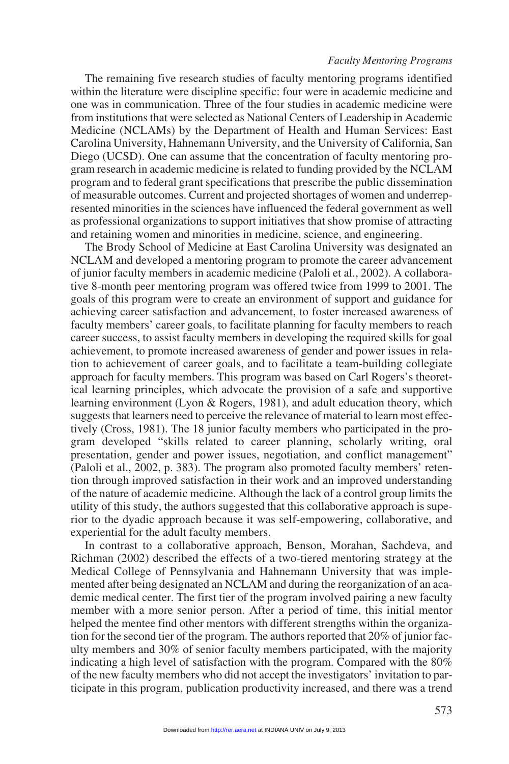The remaining five research studies of faculty mentoring programs identified within the literature were discipline specific: four were in academic medicine and one was in communication. Three of the four studies in academic medicine were from institutions that were selected as National Centers of Leadership in Academic Medicine (NCLAMs) by the Department of Health and Human Services: East Carolina University, Hahnemann University, and the University of California, San Diego (UCSD). One can assume that the concentration of faculty mentoring program research in academic medicine is related to funding provided by the NCLAM program and to federal grant specifications that prescribe the public dissemination of measurable outcomes. Current and projected shortages of women and underrepresented minorities in the sciences have influenced the federal government as well as professional organizations to support initiatives that show promise of attracting and retaining women and minorities in medicine, science, and engineering.

The Brody School of Medicine at East Carolina University was designated an NCLAM and developed a mentoring program to promote the career advancement of junior faculty members in academic medicine (Paloli et al., 2002). A collaborative 8-month peer mentoring program was offered twice from 1999 to 2001. The goals of this program were to create an environment of support and guidance for achieving career satisfaction and advancement, to foster increased awareness of faculty members' career goals, to facilitate planning for faculty members to reach career success, to assist faculty members in developing the required skills for goal achievement, to promote increased awareness of gender and power issues in relation to achievement of career goals, and to facilitate a team-building collegiate approach for faculty members. This program was based on Carl Rogers's theoretical learning principles, which advocate the provision of a safe and supportive learning environment (Lyon & Rogers, 1981), and adult education theory, which suggests that learners need to perceive the relevance of material to learn most effectively (Cross, 1981). The 18 junior faculty members who participated in the program developed "skills related to career planning, scholarly writing, oral presentation, gender and power issues, negotiation, and conflict management" (Paloli et al., 2002, p. 383). The program also promoted faculty members' retention through improved satisfaction in their work and an improved understanding of the nature of academic medicine. Although the lack of a control group limits the utility of this study, the authors suggested that this collaborative approach is superior to the dyadic approach because it was self-empowering, collaborative, and experiential for the adult faculty members.

In contrast to a collaborative approach, Benson, Morahan, Sachdeva, and Richman (2002) described the effects of a two-tiered mentoring strategy at the Medical College of Pennsylvania and Hahnemann University that was implemented after being designated an NCLAM and during the reorganization of an academic medical center. The first tier of the program involved pairing a new faculty member with a more senior person. After a period of time, this initial mentor helped the mentee find other mentors with different strengths within the organization for the second tier of the program. The authors reported that 20% of junior faculty members and 30% of senior faculty members participated, with the majority indicating a high level of satisfaction with the program. Compared with the 80% of the new faculty members who did not accept the investigators' invitation to participate in this program, publication productivity increased, and there was a trend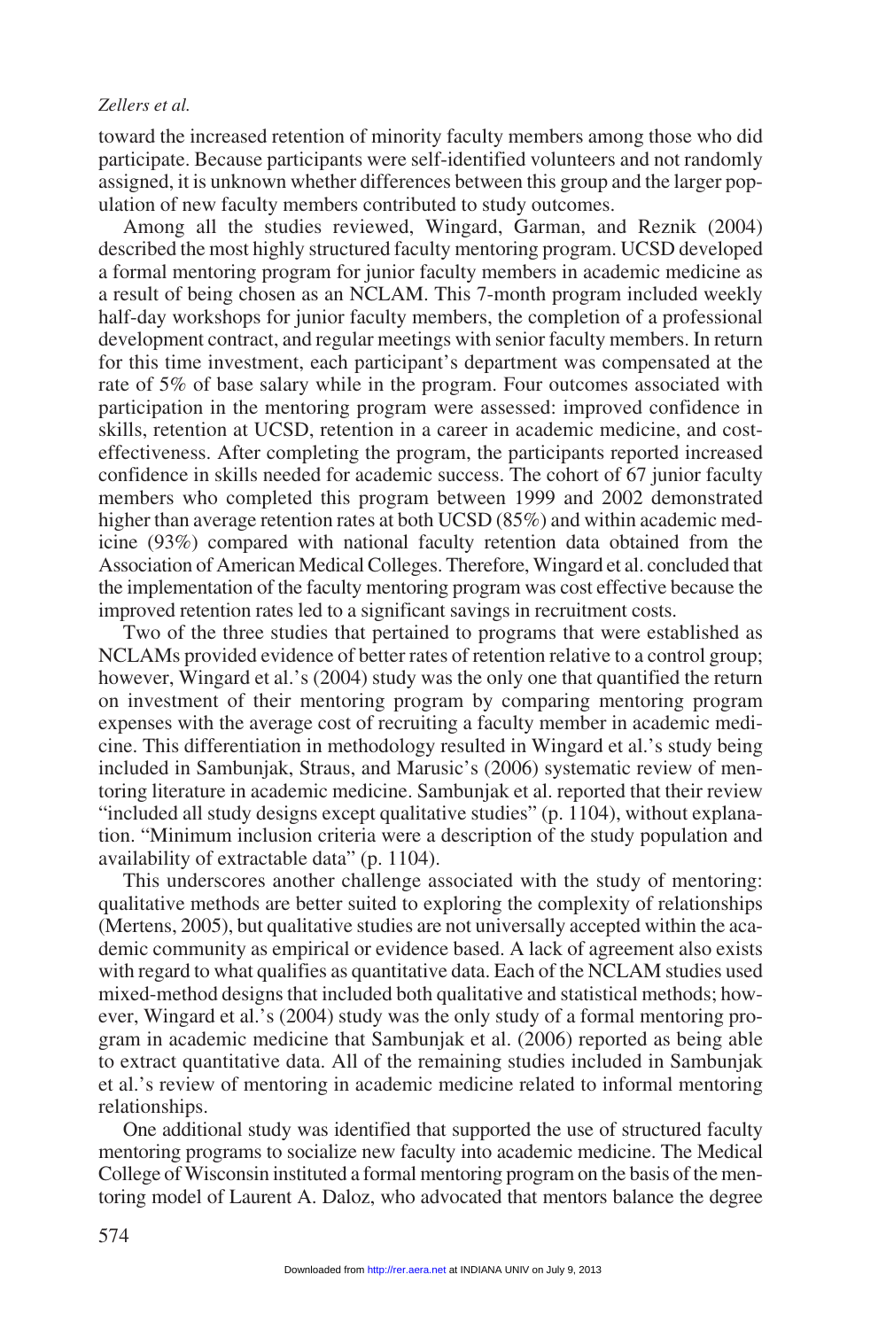toward the increased retention of minority faculty members among those who did participate. Because participants were self-identified volunteers and not randomly assigned, it is unknown whether differences between this group and the larger population of new faculty members contributed to study outcomes.

Among all the studies reviewed, Wingard, Garman, and Reznik (2004) described the most highly structured faculty mentoring program. UCSD developed a formal mentoring program for junior faculty members in academic medicine as a result of being chosen as an NCLAM. This 7-month program included weekly half-day workshops for junior faculty members, the completion of a professional development contract, and regular meetings with senior faculty members. In return for this time investment, each participant's department was compensated at the rate of 5% of base salary while in the program. Four outcomes associated with participation in the mentoring program were assessed: improved confidence in skills, retention at UCSD, retention in a career in academic medicine, and cost-effectiveness. After completing the program, the participants reported increased confidence in skills needed for academic success. The cohort of 67 junior faculty members who completed this program between 1999 and 2002 demonstrated higher than average retention rates at both UCSD (85%) and within academic medicine (93%) compared with national faculty retention data obtained from the Association of American Medical Colleges. Therefore, Wingard et al. concluded that the implementation of the faculty mentoring program was cost effective because the improved retention rates led to a significant savings in recruitment costs.

Two of the three studies that pertained to programs that were established as NCLAMs provided evidence of better rates of retention relative to a control group; however, Wingard et al.'s (2004) study was the only one that quantified the return on investment of their mentoring program by comparing mentoring program expenses with the average cost of recruiting a faculty member in academic medicine. This differentiation in methodology resulted in Wingard et al.'s study being included in Sambunjak, Straus, and Marusic's (2006) systematic review of mentoring literature in academic medicine. Sambunjak et al. reported that their review "included all study designs except qualitative studies" (p. 1104), without explanation. "Minimum inclusion criteria were a description of the study population and availability of extractable data" (p. 1104).

This underscores another challenge associated with the study of mentoring: qualitative methods are better suited to exploring the complexity of relationships (Mertens, 2005), but qualitative studies are not universally accepted within the academic community as empirical or evidence based. A lack of agreement also exists with regard to what qualifies as quantitative data. Each of the NCLAM studies used mixed-method designs that included both qualitative and statistical methods; however, Wingard et al.'s (2004) study was the only study of a formal mentoring program in academic medicine that Sambunjak et al. (2006) reported as being able to extract quantitative data. All of the remaining studies included in Sambunjak et al.'s review of mentoring in academic medicine related to informal mentoring relationships.

One additional study was identified that supported the use of structured faculty mentoring programs to socialize new faculty into academic medicine. The Medical College of Wisconsin instituted a formal mentoring program on the basis of the mentoring model of Laurent A. Daloz, who advocated that mentors balance the degree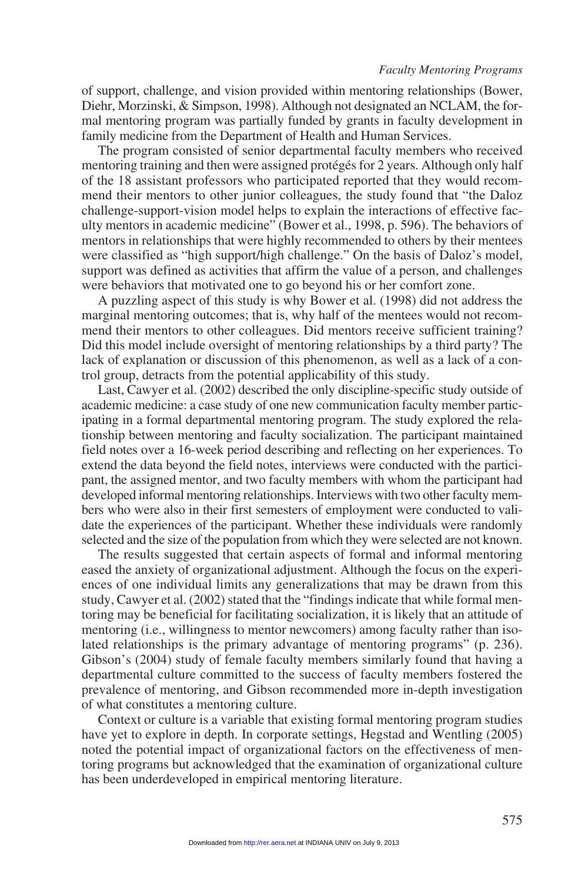of support, challenge, and vision provided within mentoring relationships (Bower, Diehr, Morzinski, & Simpson, 1998). Although not designated an NCLAM, the formal mentoring program was partially funded by grants in faculty development in family medicine from the Department of Health and Human Services.

The program consisted of senior departmental faculty members who received mentoring training and then were assigned protégés for 2 years. Although only half of the 18 assistant professors who participated reported that they would recommend their mentors to other junior colleagues, the study found that "the Daloz challenge-support-vision model helps to explain the interactions of effective faculty mentors in academic medicine" (Bower et al., 1998, p. 596). The behaviors of mentors in relationships that were highly recommended to others by their mentees were classified as "high support/high challenge." On the basis of Daloz's model, support was defined as activities that affirm the value of a person, and challenges were behaviors that motivated one to go beyond his or her comfort zone.

A puzzling aspect of this study is why Bower et al. (1998) did not address the marginal mentoring outcomes; that is, why half of the mentees would not recommend their mentors to other colleagues. Did mentors receive sufficient training? Did this model include oversight of mentoring relationships by a third party? The lack of explanation or discussion of this phenomenon, as well as a lack of a control group, detracts from the potential applicability of this study.

Last, Cawyer et al. (2002) described the only discipline-specific study outside of academic medicine: a case study of one new communication faculty member participating in a formal departmental mentoring program. The study explored the relationship between mentoring and faculty socialization. The participant maintained field notes over a 16-week period describing and reflecting on her experiences. To extend the data beyond the field notes, interviews were conducted with the participant, the assigned mentor, and two faculty members with whom the participant had developed informal mentoring relationships. Interviews with two other faculty members who were also in their first semesters of employment were conducted to validate the experiences of the participant. Whether these individuals were randomly selected and the size of the population from which they were selected are not known.

The results suggested that certain aspects of formal and informal mentoring eased the anxiety of organizational adjustment. Although the focus on the experiences of one individual limits any generalizations that may be drawn from this study, Cawyer et al. (2002) stated that the "findings indicate that while formal mentoring may be beneficial for facilitating socialization, it is likely that an attitude of mentoring (i.e., willingness to mentor newcomers) among faculty rather than isolated relationships is the primary advantage of mentoring programs" (p. 236). Gibson's (2004) study of female faculty members similarly found that having a departmental culture committed to the success of faculty members fostered the prevalence of mentoring, and Gibson recommended more in-depth investigation of what constitutes a mentoring culture.

Context or culture is a variable that existing formal mentoring program studies have yet to explore in depth. In corporate settings, Hegstad and Wentling (2005) noted the potential impact of organizational factors on the effectiveness of mentoring programs but acknowledged that the examination of organizational culture has been underdeveloped in empirical mentoring literature.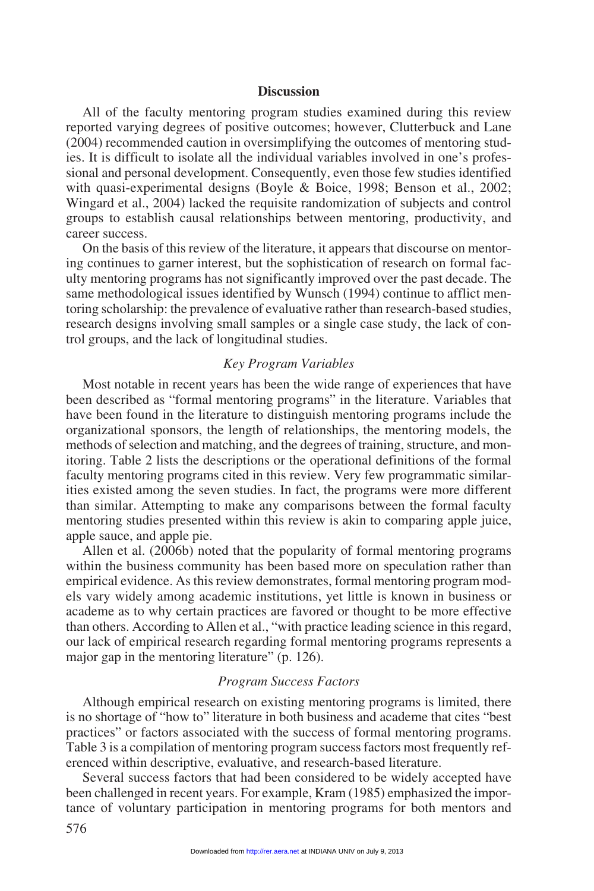## Discussion

All of the faculty mentoring program studies examined during this review reported varying degrees of positive outcomes; however, Clutterbuck and Lane (2004) recommended caution in oversimplifying the outcomes of mentoring studies. It is difficult to isolate all the individual variables involved in one's professional and personal development. Consequently, even those few studies identified with quasi-experimental designs (Boyle & Boice, 1998; Benson et al., 2002; Wingard et al., 2004) lacked the requisite randomization of subjects and control groups to establish causal relationships between mentoring, productivity, and career success.

On the basis of this review of the literature, it appears that discourse on mentoring continues to garner interest, but the sophistication of research on formal faculty mentoring programs has not significantly improved over the past decade. The same methodological issues identified by Wunsch (1994) continue to afflict mentoring scholarship: the prevalence of evaluative rather than research-based studies, research designs involving small samples or a single case study, the lack of control groups, and the lack of longitudinal studies.

### *Key Program Variables*

Most notable in recent years has been the wide range of experiences that have been described as "formal mentoring programs" in the literature. Variables that have been found in the literature to distinguish mentoring programs include the organizational sponsors, the length of relationships, the mentoring models, the methods of selection and matching, and the degrees of training, structure, and monitoring. Table 2 lists the descriptions or the operational definitions of the formal faculty mentoring programs cited in this review. Very few programmatic similarities existed among the seven studies. In fact, the programs were more different than similar. Attempting to make any comparisons between the formal faculty mentoring studies presented within this review is akin to comparing apple juice, apple sauce, and apple pie.

Allen et al. (2006b) noted that the popularity of formal mentoring programs within the business community has been based more on speculation rather than empirical evidence. As this review demonstrates, formal mentoring program models vary widely among academic institutions, yet little is known in business or academe as to why certain practices are favored or thought to be more effective than others. According to Allen et al., "with practice leading science in this regard, our lack of empirical research regarding formal mentoring programs represents a major gap in the mentoring literature" (p. 126).

### *Program Success Factors*

Although empirical research on existing mentoring programs is limited, there is no shortage of "how to" literature in both business and academe that cites "best practices" or factors associated with the success of formal mentoring programs. Table 3 is a compilation of mentoring program success factors most frequently referenced within descriptive, evaluative, and research-based literature.

Several success factors that had been considered to be widely accepted have been challenged in recent years. For example, Kram (1985) emphasized the importance of voluntary participation in mentoring programs for both mentors and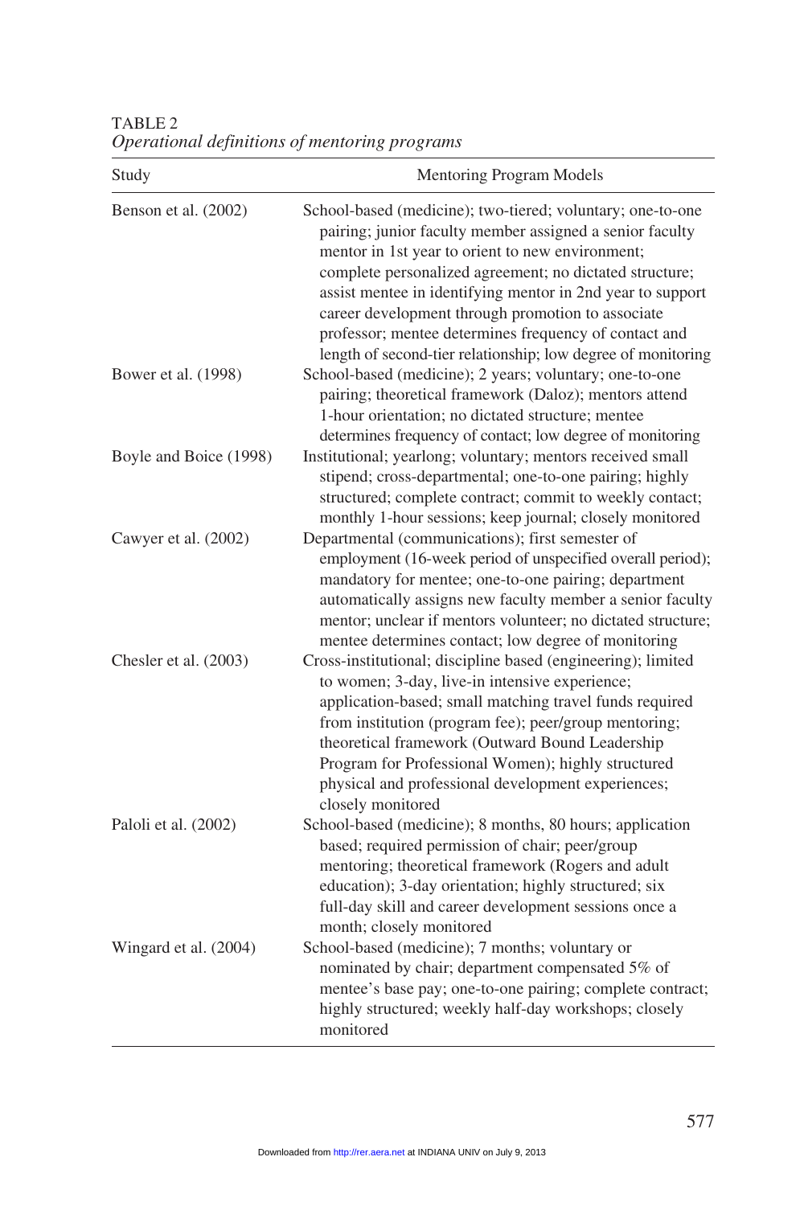TABLE 2
*Operational definitions of mentoring programs*

| Study | Mentoring Program Models |
|---|---|
| Benson et al. (2002) | School-based (medicine); two-tiered; voluntary; one-to-one pairing; junior faculty member assigned a senior faculty mentor in 1st year to orient to new environment; complete personalized agreement; no dictated structure; assist mentee in identifying mentor in 2nd year to support career development through promotion to associate professor; mentee determines frequency of contact and length of second-tier relationship; low degree of monitoring |
| Bower et al. (1998) | School-based (medicine); 2 years; voluntary; one-to-one pairing; theoretical framework (Daloz); mentors attend 1-hour orientation; no dictated structure; mentee determines frequency of contact; low degree of monitoring |
| Boyle and Boice (1998) | Institutional; yearlong; voluntary; mentors received small stipend; cross-departmental; one-to-one pairing; highly structured; complete contract; commit to weekly contact; monthly 1-hour sessions; keep journal; closely monitored |
| Cawyer et al. (2002) | Departmental (communications); first semester of employment (16-week period of unspecified overall period); mandatory for mentee; one-to-one pairing; department automatically assigns new faculty member a senior faculty mentor; unclear if mentors volunteer; no dictated structure; mentee determines contact; low degree of monitoring |
| Chesler et al. (2003) | Cross-institutional; discipline based (engineering); limited to women; 3-day, live-in intensive experience; application-based; small matching travel funds required from institution (program fee); peer/group mentoring; theoretical framework (Outward Bound Leadership Program for Professional Women); highly structured physical and professional development experiences; closely monitored |
| Paloli et al. (2002) | School-based (medicine); 8 months, 80 hours; application based; required permission of chair; peer/group mentoring; theoretical framework (Rogers and adult education); 3-day orientation; highly structured; six full-day skill and career development sessions once a month; closely monitored |
| Wingard et al. (2004) | School-based (medicine); 7 months; voluntary or nominated by chair; department compensated 5% of mentee's base pay; one-to-one pairing; complete contract; highly structured; weekly half-day workshops; closely monitored |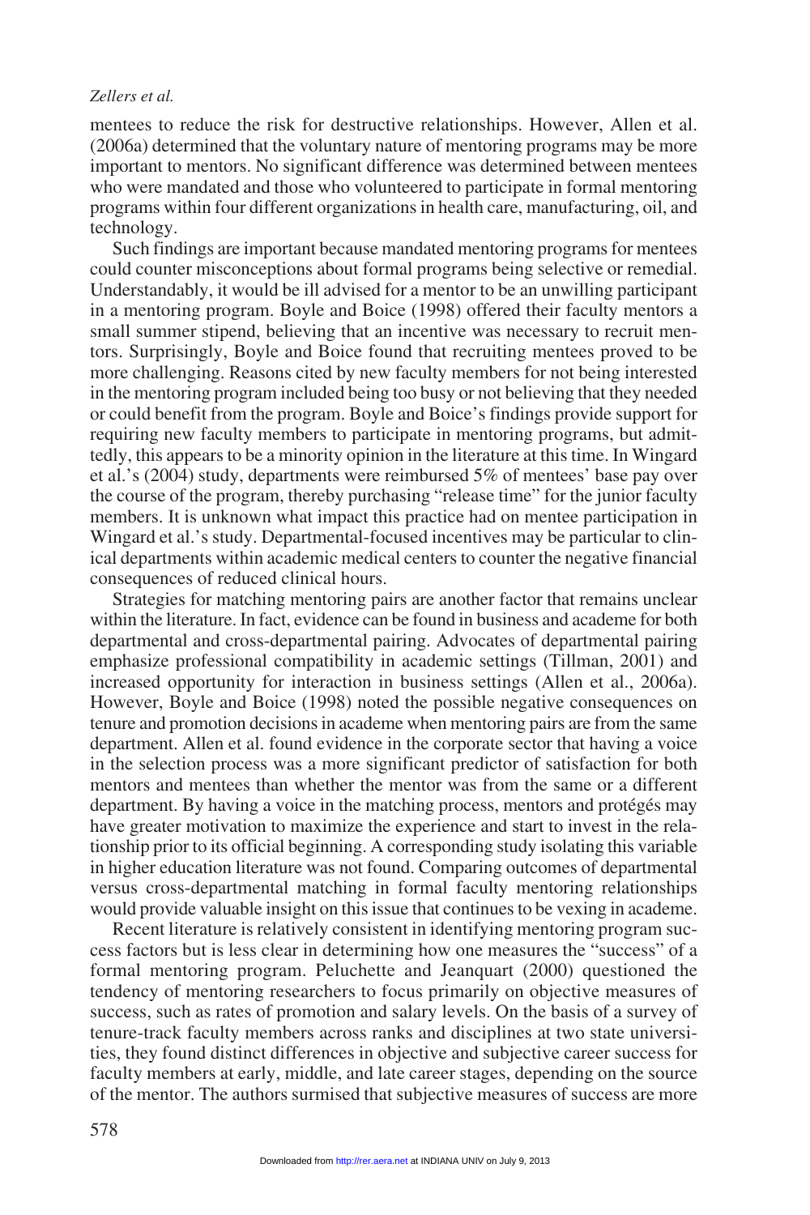mentees to reduce the risk for destructive relationships. However, Allen et al. (2006a) determined that the voluntary nature of mentoring programs may be more important to mentors. No significant difference was determined between mentees who were mandated and those who volunteered to participate in formal mentoring programs within four different organizations in health care, manufacturing, oil, and technology.

Such findings are important because mandated mentoring programs for mentees could counter misconceptions about formal programs being selective or remedial. Understandably, it would be ill advised for a mentor to be an unwilling participant in a mentoring program. Boyle and Boice (1998) offered their faculty mentors a small summer stipend, believing that an incentive was necessary to recruit mentors. Surprisingly, Boyle and Boice found that recruiting mentees proved to be more challenging. Reasons cited by new faculty members for not being interested in the mentoring program included being too busy or not believing that they needed or could benefit from the program. Boyle and Boice's findings provide support for requiring new faculty members to participate in mentoring programs, but admittedly, this appears to be a minority opinion in the literature at this time. In Wingard et al.'s (2004) study, departments were reimbursed 5% of mentees' base pay over the course of the program, thereby purchasing "release time" for the junior faculty members. It is unknown what impact this practice had on mentee participation in Wingard et al.'s study. Departmental-focused incentives may be particular to clinical departments within academic medical centers to counter the negative financial consequences of reduced clinical hours.

Strategies for matching mentoring pairs are another factor that remains unclear within the literature. In fact, evidence can be found in business and academe for both departmental and cross-departmental pairing. Advocates of departmental pairing emphasize professional compatibility in academic settings (Tillman, 2001) and increased opportunity for interaction in business settings (Allen et al., 2006a). However, Boyle and Boice (1998) noted the possible negative consequences on tenure and promotion decisions in academe when mentoring pairs are from the same department. Allen et al. found evidence in the corporate sector that having a voice in the selection process was a more significant predictor of satisfaction for both mentors and mentees than whether the mentor was from the same or a different department. By having a voice in the matching process, mentors and protégés may have greater motivation to maximize the experience and start to invest in the relationship prior to its official beginning. A corresponding study isolating this variable in higher education literature was not found. Comparing outcomes of departmental versus cross-departmental matching in formal faculty mentoring relationships would provide valuable insight on this issue that continues to be vexing in academe.

Recent literature is relatively consistent in identifying mentoring program success factors but is less clear in determining how one measures the "success" of a formal mentoring program. Peluchette and Jeanquart (2000) questioned the tendency of mentoring researchers to focus primarily on objective measures of success, such as rates of promotion and salary levels. On the basis of a survey of tenure-track faculty members across ranks and disciplines at two state universities, they found distinct differences in objective and subjective career success for faculty members at early, middle, and late career stages, depending on the source of the mentor. The authors surmised that subjective measures of success are more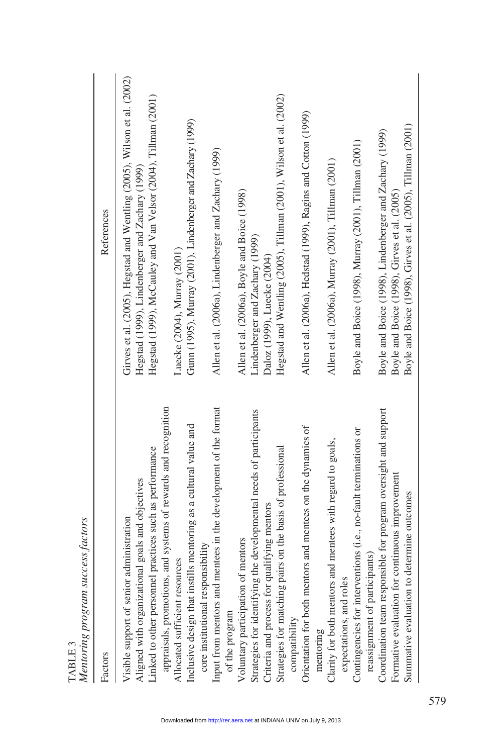TABLE 3
*Mentoring program success factors*

| Factors | References |
|---|---|
| Visible support of senior administration | Girves et al. (2005), Hegstad and Wentling (2005), Wilson et al. (2002) |
| Aligned with organizational goals and objectives | Hegstad (1999), Lindenberger and Zachary (1999) |
| Linked to other personnel practices such as performance appraisals, promotions, and systems of rewards and recognition | Hegstad (1999), McCauley and Van Velsor (2004), Tillman (2001) |
| Allocated sufficient resources | Luecke (2004), Murray (2001) |
| Inclusive design that instills mentoring as a cultural value and core institutional responsibility | Gunn (1995), Murray (2001), Lindenberger and Zachary (1999) |
| Input from mentors and mentees in the development of the format of the program | Allen et al. (2006a), Lindenberger and Zachary (1999) |
| Voluntary participation of mentors | Allen et al. (2006a), Boyle and Boice (1998) |
| Strategies for identifying the developmental needs of participants | Lindenberger and Zachary (1999) |
| Criteria and process for qualifying mentors | Daloz (1999), Luecke (2004) |
| Strategies for matching pairs on the basis of professional compatibility | Hegstad and Wentling (2005), Tillman (2001), Wilson et al. (2002) |
| Orientation for both mentors and mentees on the dynamics of mentoring | Allen et al. (2006a), Hedstad (1999), Ragins and Cotton (1999) |
| Clarity for both mentors and mentees with regard to goals, expectations, and roles | Allen et al. (2006a), Murray (2001), Tillman (2001) |
| Contingencies for interventions (i.e., no-fault terminations or reassignment of participants) | Boyle and Boice (1998), Murray (2001), Tillman (2001) |
| Coordination team responsible for program oversight and support | Boyle and Boice (1998), Lindenberger and Zachary (1999) |
| Formative evaluation for continuous improvement | Boyle and Boice (1998), Girves et al. (2005) |
| Summative evaluation to determine outcomes | Boyle and Boice (1998), Girves et al. (2005), Tillman (2001) |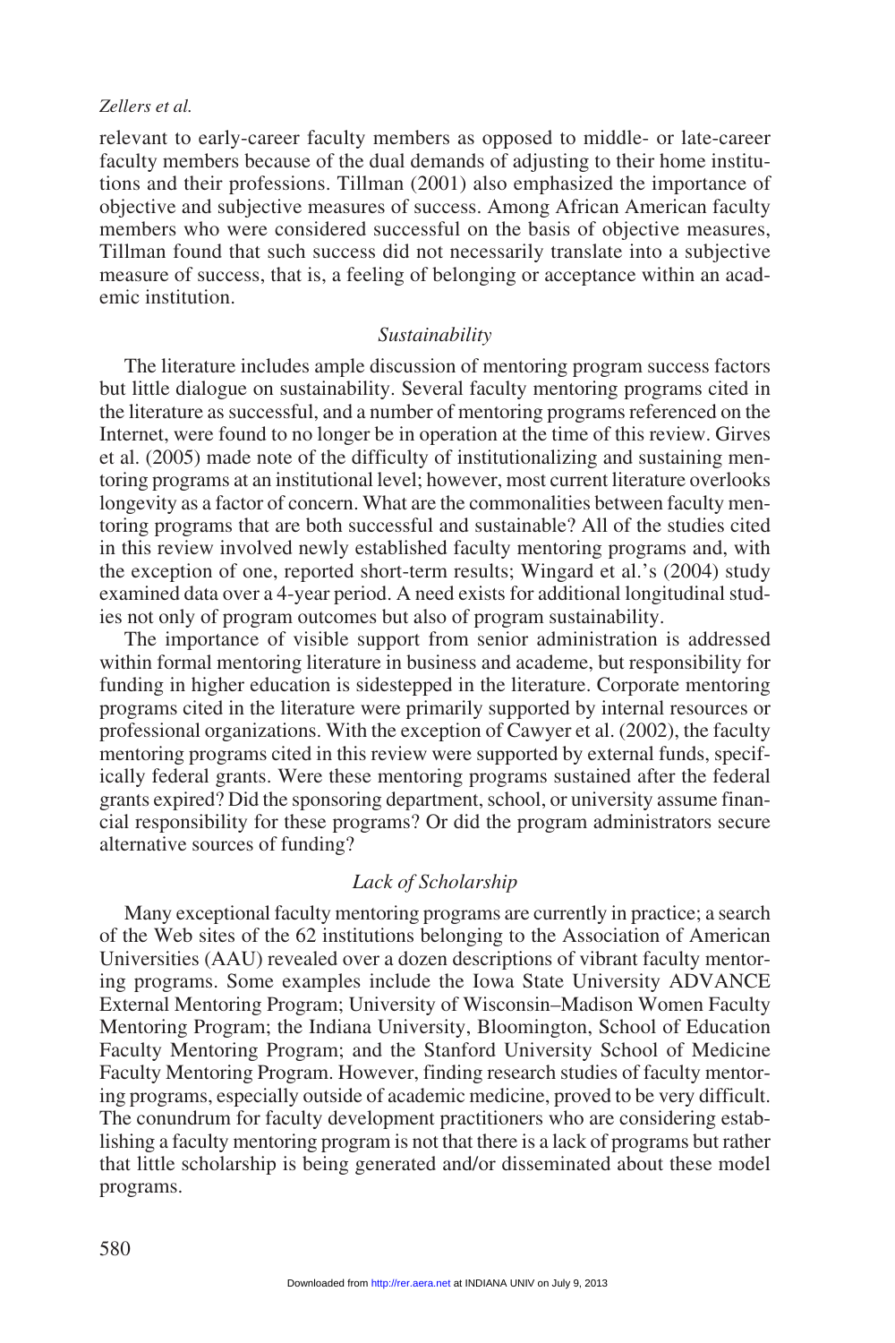relevant to early-career faculty members as opposed to middle- or late-career faculty members because of the dual demands of adjusting to their home institutions and their professions. Tillman (2001) also emphasized the importance of objective and subjective measures of success. Among African American faculty members who were considered successful on the basis of objective measures, Tillman found that such success did not necessarily translate into a subjective measure of success, that is, a feeling of belonging or acceptance within an academic institution.

### *Sustainability*

The literature includes ample discussion of mentoring program success factors but little dialogue on sustainability. Several faculty mentoring programs cited in the literature as successful, and a number of mentoring programs referenced on the Internet, were found to no longer be in operation at the time of this review. Girves et al. (2005) made note of the difficulty of institutionalizing and sustaining mentoring programs at an institutional level; however, most current literature overlooks longevity as a factor of concern. What are the commonalities between faculty mentoring programs that are both successful and sustainable? All of the studies cited in this review involved newly established faculty mentoring programs and, with the exception of one, reported short-term results; Wingard et al.'s (2004) study examined data over a 4-year period. A need exists for additional longitudinal studies not only of program outcomes but also of program sustainability.

The importance of visible support from senior administration is addressed within formal mentoring literature in business and academe, but responsibility for funding in higher education is sidestepped in the literature. Corporate mentoring programs cited in the literature were primarily supported by internal resources or professional organizations. With the exception of Cawyer et al. (2002), the faculty mentoring programs cited in this review were supported by external funds, specifically federal grants. Were these mentoring programs sustained after the federal grants expired? Did the sponsoring department, school, or university assume financial responsibility for these programs? Or did the program administrators secure alternative sources of funding?

### *Lack of Scholarship*

Many exceptional faculty mentoring programs are currently in practice; a search of the Web sites of the 62 institutions belonging to the Association of American Universities (AAU) revealed over a dozen descriptions of vibrant faculty mentoring programs. Some examples include the Iowa State University ADVANCE External Mentoring Program; University of Wisconsin–Madison Women Faculty Mentoring Program; the Indiana University, Bloomington, School of Education Faculty Mentoring Program; and the Stanford University School of Medicine Faculty Mentoring Program. However, finding research studies of faculty mentoring programs, especially outside of academic medicine, proved to be very difficult. The conundrum for faculty development practitioners who are considering establishing a faculty mentoring program is not that there is a lack of programs but rather that little scholarship is being generated and/or disseminated about these model programs.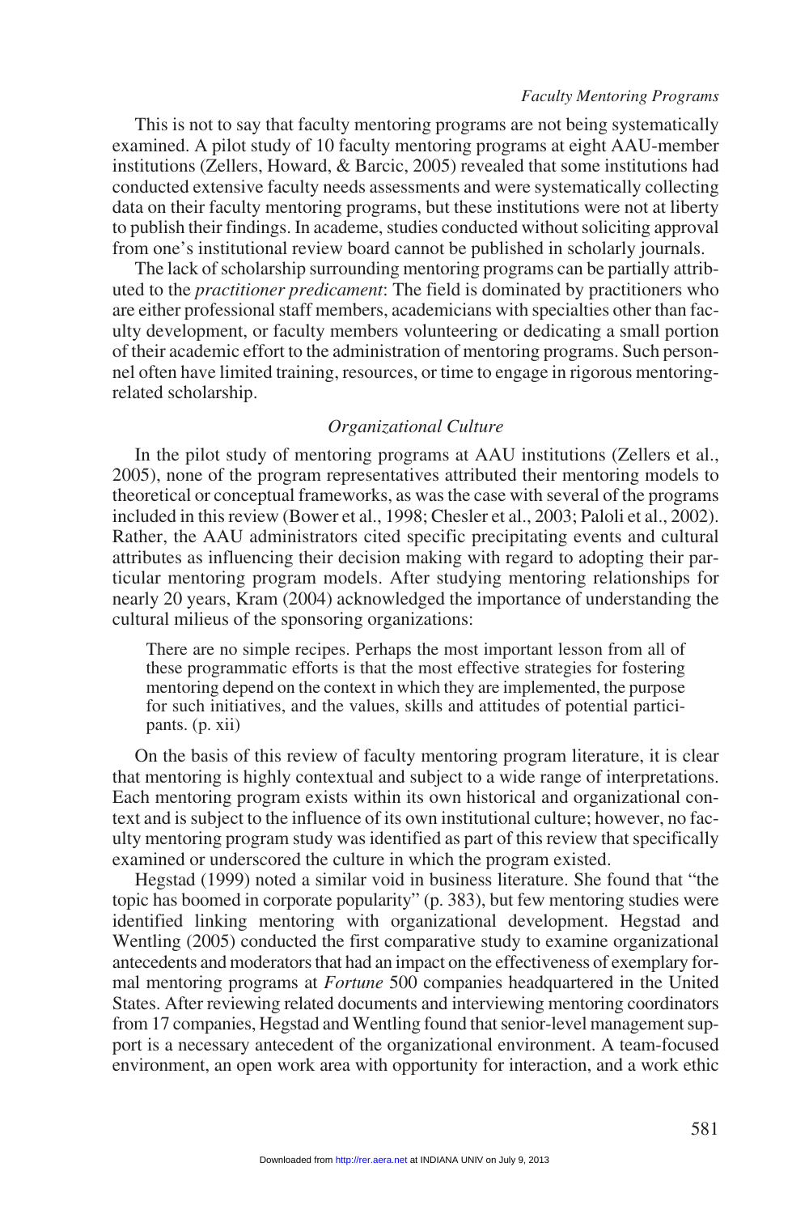This is not to say that faculty mentoring programs are not being systematically examined. A pilot study of 10 faculty mentoring programs at eight AAU-member institutions (Zellers, Howard, & Barcic, 2005) revealed that some institutions had conducted extensive faculty needs assessments and were systematically collecting data on their faculty mentoring programs, but these institutions were not at liberty to publish their findings. In academe, studies conducted without soliciting approval from one's institutional review board cannot be published in scholarly journals.

The lack of scholarship surrounding mentoring programs can be partially attributed to the *practitioner predicament*: The field is dominated by practitioners who are either professional staff members, academicians with specialties other than faculty development, or faculty members volunteering or dedicating a small portion of their academic effort to the administration of mentoring programs. Such personnel often have limited training, resources, or time to engage in rigorous mentoring-related scholarship.

### *Organizational Culture*

In the pilot study of mentoring programs at AAU institutions (Zellers et al., 2005), none of the program representatives attributed their mentoring models to theoretical or conceptual frameworks, as was the case with several of the programs included in this review (Bower et al., 1998; Chesler et al., 2003; Paloli et al., 2002). Rather, the AAU administrators cited specific precipitating events and cultural attributes as influencing their decision making with regard to adopting their particular mentoring program models. After studying mentoring relationships for nearly 20 years, Kram (2004) acknowledged the importance of understanding the cultural milieus of the sponsoring organizations:

> There are no simple recipes. Perhaps the most important lesson from all of these programmatic efforts is that the most effective strategies for fostering mentoring depend on the context in which they are implemented, the purpose for such initiatives, and the values, skills and attitudes of potential participants. (p. xii)

On the basis of this review of faculty mentoring program literature, it is clear that mentoring is highly contextual and subject to a wide range of interpretations. Each mentoring program exists within its own historical and organizational context and is subject to the influence of its own institutional culture; however, no faculty mentoring program study was identified as part of this review that specifically examined or underscored the culture in which the program existed.

Hegstad (1999) noted a similar void in business literature. She found that "the topic has boomed in corporate popularity" (p. 383), but few mentoring studies were identified linking mentoring with organizational development. Hegstad and Wentling (2005) conducted the first comparative study to examine organizational antecedents and moderators that had an impact on the effectiveness of exemplary formal mentoring programs at *Fortune* 500 companies headquartered in the United States. After reviewing related documents and interviewing mentoring coordinators from 17 companies, Hegstad and Wentling found that senior-level management support is a necessary antecedent of the organizational environment. A team-focused environment, an open work area with opportunity for interaction, and a work ethic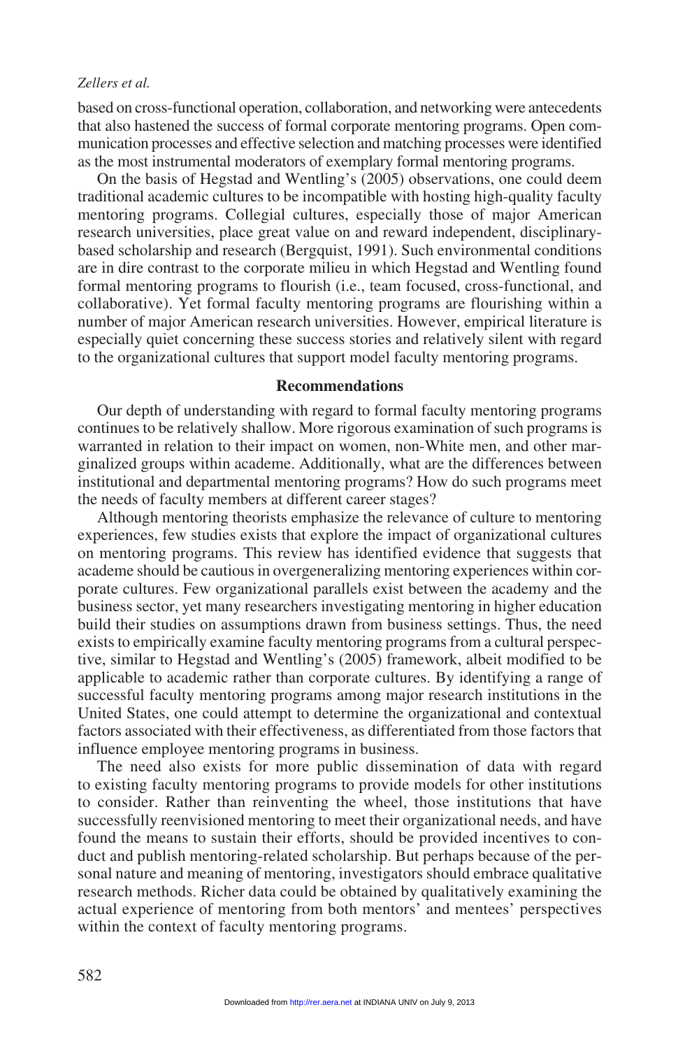based on cross-functional operation, collaboration, and networking were antecedents that also hastened the success of formal corporate mentoring programs. Open communication processes and effective selection and matching processes were identified as the most instrumental moderators of exemplary formal mentoring programs.

On the basis of Hegstad and Wentling's (2005) observations, one could deem traditional academic cultures to be incompatible with hosting high-quality faculty mentoring programs. Collegial cultures, especially those of major American research universities, place great value on and reward independent, disciplinary-based scholarship and research (Bergquist, 1991). Such environmental conditions are in dire contrast to the corporate milieu in which Hegstad and Wentling found formal mentoring programs to flourish (i.e., team focused, cross-functional, and collaborative). Yet formal faculty mentoring programs are flourishing within a number of major American research universities. However, empirical literature is especially quiet concerning these success stories and relatively silent with regard to the organizational cultures that support model faculty mentoring programs.

## Recommendations

Our depth of understanding with regard to formal faculty mentoring programs continues to be relatively shallow. More rigorous examination of such programs is warranted in relation to their impact on women, non-White men, and other marginalized groups within academe. Additionally, what are the differences between institutional and departmental mentoring programs? How do such programs meet the needs of faculty members at different career stages?

Although mentoring theorists emphasize the relevance of culture to mentoring experiences, few studies exists that explore the impact of organizational cultures on mentoring programs. This review has identified evidence that suggests that academe should be cautious in overgeneralizing mentoring experiences within corporate cultures. Few organizational parallels exist between the academy and the business sector, yet many researchers investigating mentoring in higher education build their studies on assumptions drawn from business settings. Thus, the need exists to empirically examine faculty mentoring programs from a cultural perspective, similar to Hegstad and Wentling's (2005) framework, albeit modified to be applicable to academic rather than corporate cultures. By identifying a range of successful faculty mentoring programs among major research institutions in the United States, one could attempt to determine the organizational and contextual factors associated with their effectiveness, as differentiated from those factors that influence employee mentoring programs in business.

The need also exists for more public dissemination of data with regard to existing faculty mentoring programs to provide models for other institutions to consider. Rather than reinventing the wheel, those institutions that have successfully reenvisioned mentoring to meet their organizational needs, and have found the means to sustain their efforts, should be provided incentives to conduct and publish mentoring-related scholarship. But perhaps because of the personal nature and meaning of mentoring, investigators should embrace qualitative research methods. Richer data could be obtained by qualitatively examining the actual experience of mentoring from both mentors' and mentees' perspectives within the context of faculty mentoring programs.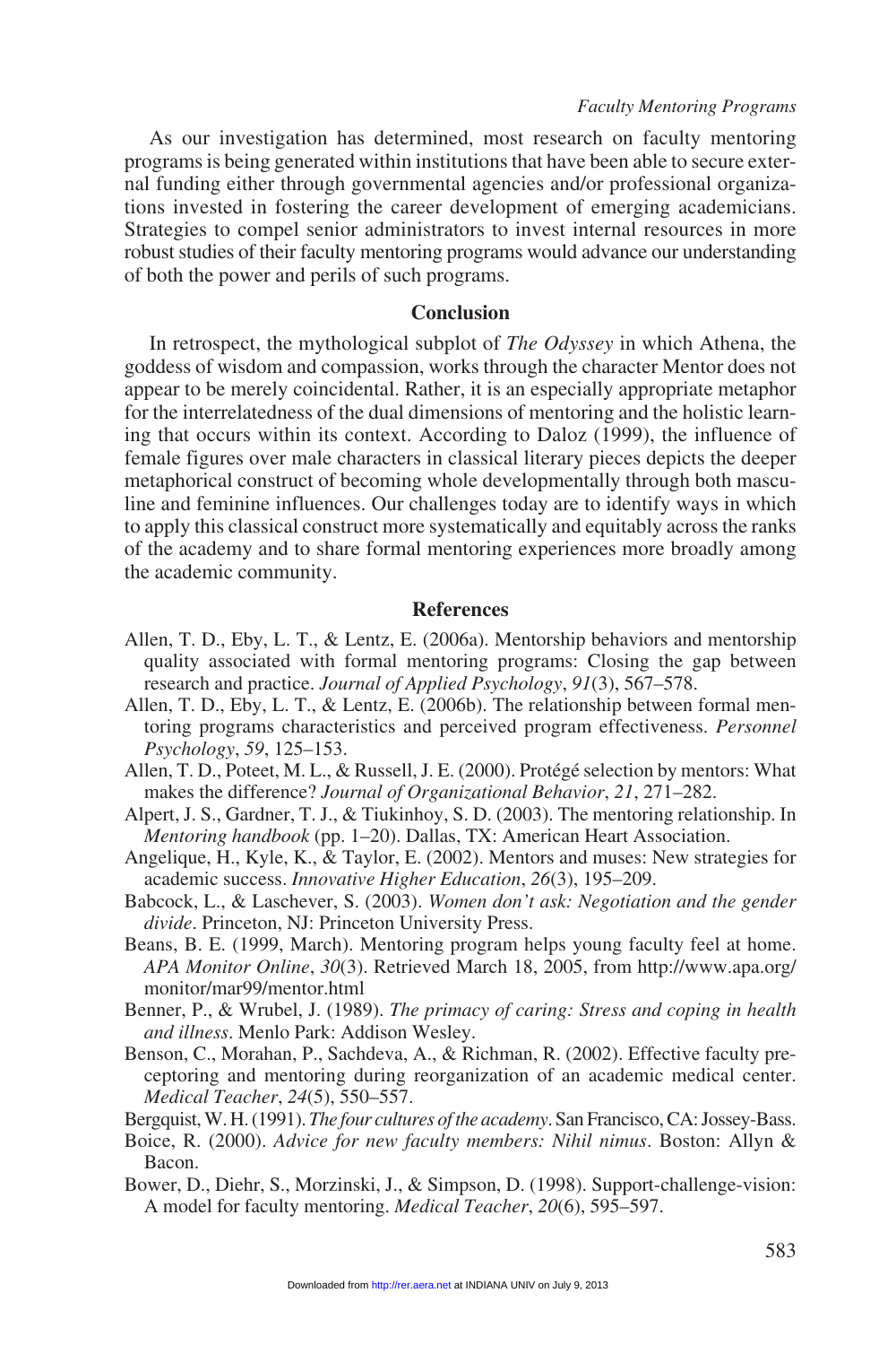As our investigation has determined, most research on faculty mentoring programs is being generated within institutions that have been able to secure external funding either through governmental agencies and/or professional organizations invested in fostering the career development of emerging academicians. Strategies to compel senior administrators to invest internal resources in more robust studies of their faculty mentoring programs would advance our understanding of both the power and perils of such programs.

## Conclusion

In retrospect, the mythological subplot of *The Odyssey* in which Athena, the goddess of wisdom and compassion, works through the character Mentor does not appear to be merely coincidental. Rather, it is an especially appropriate metaphor for the interrelatedness of the dual dimensions of mentoring and the holistic learning that occurs within its context. According to Daloz (1999), the influence of female figures over male characters in classical literary pieces depicts the deeper metaphorical construct of becoming whole developmentally through both masculine and feminine influences. Our challenges today are to identify ways in which to apply this classical construct more systematically and equitably across the ranks of the academy and to share formal mentoring experiences more broadly among the academic community.

## References

Allen, T. D., Eby, L. T., & Lentz, E. (2006a). Mentorship behaviors and mentorship quality associated with formal mentoring programs: Closing the gap between research and practice. *Journal of Applied Psychology*, *91*(3), 567–578.

Allen, T. D., Eby, L. T., & Lentz, E. (2006b). The relationship between formal mentoring programs characteristics and perceived program effectiveness. *Personnel Psychology*, *59*, 125–153.

Allen, T. D., Poteet, M. L., & Russell, J. E. (2000). Protégé selection by mentors: What makes the difference? *Journal of Organizational Behavior*, *21*, 271–282.

Alpert, J. S., Gardner, T. J., & Tiukinhoy, S. D. (2003). The mentoring relationship. In *Mentoring handbook* (pp. 1–20). Dallas, TX: American Heart Association.

Angelique, H., Kyle, K., & Taylor, E. (2002). Mentors and muses: New strategies for academic success. *Innovative Higher Education*, *26*(3), 195–209.

Babcock, L., & Laschever, S. (2003). *Women don't ask: Negotiation and the gender divide*. Princeton, NJ: Princeton University Press.

Beans, B. E. (1999, March). Mentoring program helps young faculty feel at home. *APA Monitor Online*, *30*(3). Retrieved March 18, 2005, from http://www.apa.org/monitor/mar99/mentor.html

Benner, P., & Wrubel, J. (1989). *The primacy of caring: Stress and coping in health and illness*. Menlo Park: Addison Wesley.

Benson, C., Morahan, P., Sachdeva, A., & Richman, R. (2002). Effective faculty preceptoring and mentoring during reorganization of an academic medical center. *Medical Teacher*, *24*(5), 550–557.

Bergquist, W. H. (1991). *The four cultures of the academy*. San Francisco, CA: Jossey-Bass.

Boice, R. (2000). *Advice for new faculty members: Nihil nimus*. Boston: Allyn & Bacon.

Bower, D., Diehr, S., Morzinski, J., & Simpson, D. (1998). Support-challenge-vision: A model for faculty mentoring. *Medical Teacher*, *20*(6), 595–597.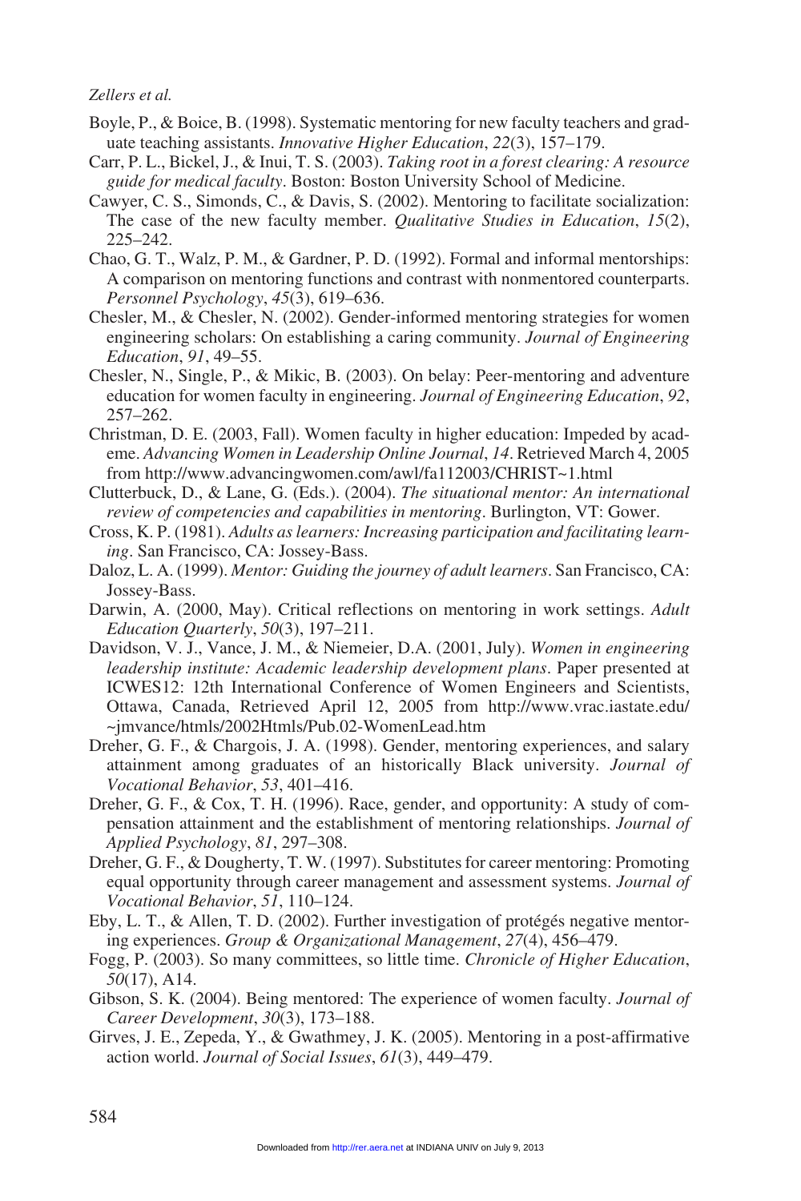Boyle, P., & Boice, B. (1998). Systematic mentoring for new faculty teachers and graduate teaching assistants. *Innovative Higher Education*, *22*(3), 157–179.

Carr, P. L., Bickel, J., & Inui, T. S. (2003). *Taking root in a forest clearing: A resource guide for medical faculty*. Boston: Boston University School of Medicine.

Cawyer, C. S., Simonds, C., & Davis, S. (2002). Mentoring to facilitate socialization: The case of the new faculty member. *Qualitative Studies in Education*, *15*(2), 225–242.

Chao, G. T., Walz, P. M., & Gardner, P. D. (1992). Formal and informal mentorships: A comparison on mentoring functions and contrast with nonmentored counterparts. *Personnel Psychology*, *45*(3), 619–636.

Chesler, M., & Chesler, N. (2002). Gender-informed mentoring strategies for women engineering scholars: On establishing a caring community. *Journal of Engineering Education*, *91*, 49–55.

Chesler, N., Single, P., & Mikic, B. (2003). On belay: Peer-mentoring and adventure education for women faculty in engineering. *Journal of Engineering Education*, *92*, 257–262.

Christman, D. E. (2003, Fall). Women faculty in higher education: Impeded by academe. *Advancing Women in Leadership Online Journal*, *14*. Retrieved March 4, 2005 from http://www.advancingwomen.com/awl/fa112003/CHRIST~1.html

Clutterbuck, D., & Lane, G. (Eds.). (2004). *The situational mentor: An international review of competencies and capabilities in mentoring*. Burlington, VT: Gower.

Cross, K. P. (1981). *Adults as learners: Increasing participation and facilitating learning*. San Francisco, CA: Jossey-Bass.

Daloz, L. A. (1999). *Mentor: Guiding the journey of adult learners*. San Francisco, CA: Jossey-Bass.

Darwin, A. (2000, May). Critical reflections on mentoring in work settings. *Adult Education Quarterly*, *50*(3), 197–211.

Davidson, V. J., Vance, J. M., & Niemeier, D.A. (2001, July). *Women in engineering leadership institute: Academic leadership development plans*. Paper presented at ICWES12: 12th International Conference of Women Engineers and Scientists, Ottawa, Canada, Retrieved April 12, 2005 from http://www.vrac.iastate.edu/~jmvance/htmls/2002Htmls/Pub.02-WomenLead.htm

Dreher, G. F., & Chargois, J. A. (1998). Gender, mentoring experiences, and salary attainment among graduates of an historically Black university. *Journal of Vocational Behavior*, *53*, 401–416.

Dreher, G. F., & Cox, T. H. (1996). Race, gender, and opportunity: A study of compensation attainment and the establishment of mentoring relationships. *Journal of Applied Psychology*, *81*, 297–308.

Dreher, G. F., & Dougherty, T. W. (1997). Substitutes for career mentoring: Promoting equal opportunity through career management and assessment systems. *Journal of Vocational Behavior*, *51*, 110–124.

Eby, L. T., & Allen, T. D. (2002). Further investigation of protégés negative mentoring experiences. *Group & Organizational Management*, *27*(4), 456–479.

Fogg, P. (2003). So many committees, so little time. *Chronicle of Higher Education*, *50*(17), A14.

Gibson, S. K. (2004). Being mentored: The experience of women faculty. *Journal of Career Development*, *30*(3), 173–188.

Girves, J. E., Zepeda, Y., & Gwathmey, J. K. (2005). Mentoring in a post-affirmative action world. *Journal of Social Issues*, *61*(3), 449–479.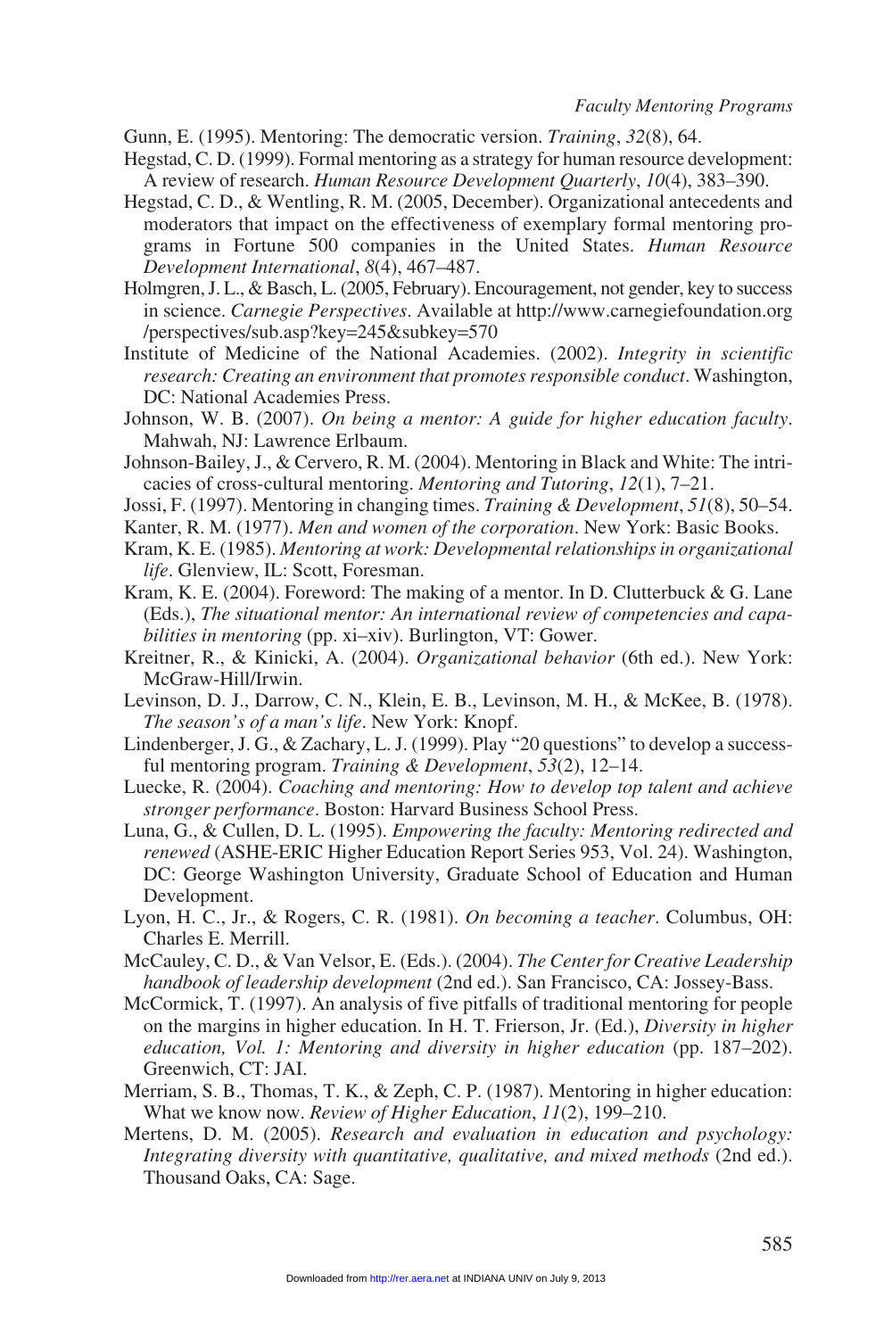Gunn, E. (1995). Mentoring: The democratic version. *Training*, *32*(8), 64.

Hegstad, C. D. (1999). Formal mentoring as a strategy for human resource development: A review of research. *Human Resource Development Quarterly*, *10*(4), 383–390.

Hegstad, C. D., & Wentling, R. M. (2005, December). Organizational antecedents and moderators that impact on the effectiveness of exemplary formal mentoring programs in Fortune 500 companies in the United States. *Human Resource Development International*, *8*(4), 467–487.

Holmgren, J. L., & Basch, L. (2005, February). Encouragement, not gender, key to success in science. *Carnegie Perspectives*. Available at http://www.carnegiefoundation.org/perspectives/sub.asp?key=245&subkey=570

Institute of Medicine of the National Academies. (2002). *Integrity in scientific research: Creating an environment that promotes responsible conduct*. Washington, DC: National Academies Press.

Johnson, W. B. (2007). *On being a mentor: A guide for higher education faculty*. Mahwah, NJ: Lawrence Erlbaum.

Johnson-Bailey, J., & Cervero, R. M. (2004). Mentoring in Black and White: The intricacies of cross-cultural mentoring. *Mentoring and Tutoring*, *12*(1), 7–21.

Jossi, F. (1997). Mentoring in changing times. *Training & Development*, *51*(8), 50–54.

Kanter, R. M. (1977). *Men and women of the corporation*. New York: Basic Books.

Kram, K. E. (1985). *Mentoring at work: Developmental relationships in organizational life*. Glenview, IL: Scott, Foresman.

Kram, K. E. (2004). Foreword: The making of a mentor. In D. Clutterbuck & G. Lane (Eds.), *The situational mentor: An international review of competencies and capabilities in mentoring* (pp. xi–xiv). Burlington, VT: Gower.

Kreitner, R., & Kinicki, A. (2004). *Organizational behavior* (6th ed.). New York: McGraw-Hill/Irwin.

Levinson, D. J., Darrow, C. N., Klein, E. B., Levinson, M. H., & McKee, B. (1978). *The season's of a man's life*. New York: Knopf.

Lindenberger, J. G., & Zachary, L. J. (1999). Play "20 questions" to develop a successful mentoring program. *Training & Development*, *53*(2), 12–14.

Luecke, R. (2004). *Coaching and mentoring: How to develop top talent and achieve stronger performance*. Boston: Harvard Business School Press.

Luna, G., & Cullen, D. L. (1995). *Empowering the faculty: Mentoring redirected and renewed* (ASHE-ERIC Higher Education Report Series 953, Vol. 24). Washington, DC: George Washington University, Graduate School of Education and Human Development.

Lyon, H. C., Jr., & Rogers, C. R. (1981). *On becoming a teacher*. Columbus, OH: Charles E. Merrill.

McCauley, C. D., & Van Velsor, E. (Eds.). (2004). *The Center for Creative Leadership handbook of leadership development* (2nd ed.). San Francisco, CA: Jossey-Bass.

McCormick, T. (1997). An analysis of five pitfalls of traditional mentoring for people on the margins in higher education. In H. T. Frierson, Jr. (Ed.), *Diversity in higher education, Vol. 1: Mentoring and diversity in higher education* (pp. 187–202). Greenwich, CT: JAI.

Merriam, S. B., Thomas, T. K., & Zeph, C. P. (1987). Mentoring in higher education: What we know now. *Review of Higher Education*, *11*(2), 199–210.

Mertens, D. M. (2005). *Research and evaluation in education and psychology: Integrating diversity with quantitative, qualitative, and mixed methods* (2nd ed.). Thousand Oaks, CA: Sage.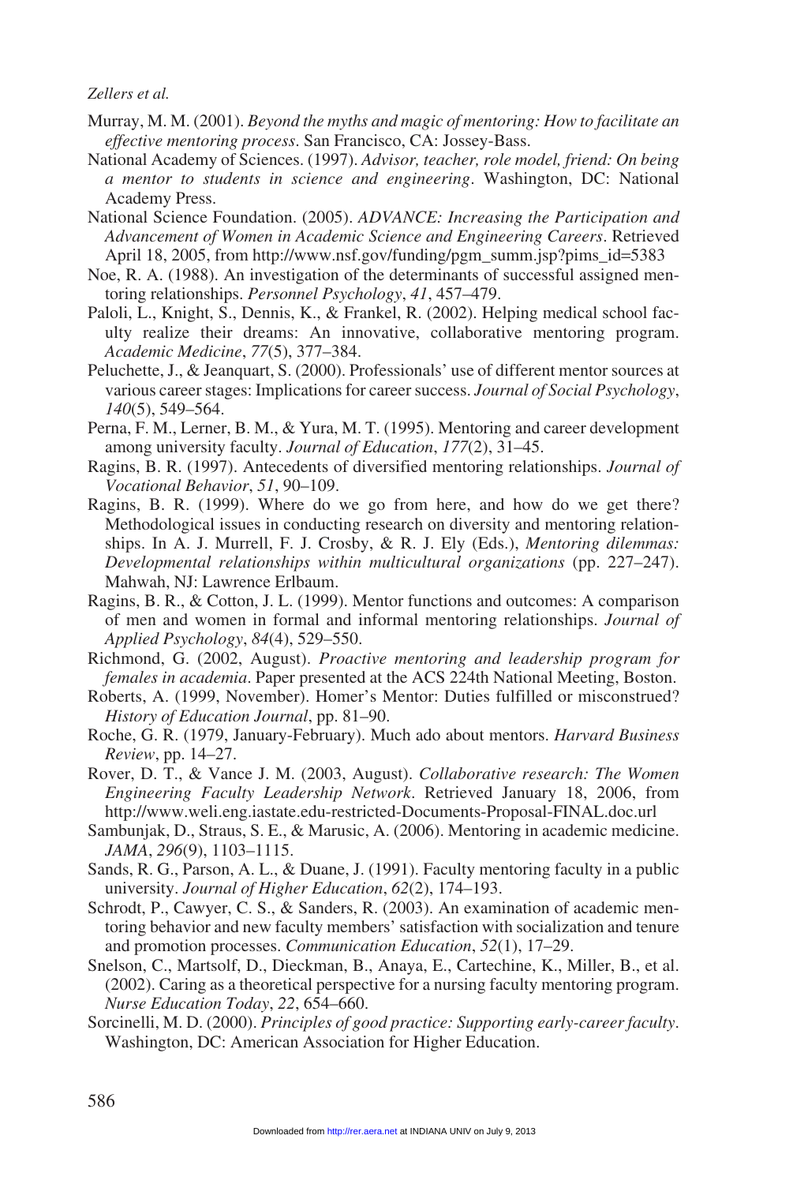Murray, M. M. (2001). *Beyond the myths and magic of mentoring: How to facilitate an effective mentoring process*. San Francisco, CA: Jossey-Bass.

National Academy of Sciences. (1997). *Advisor, teacher, role model, friend: On being a mentor to students in science and engineering*. Washington, DC: National Academy Press.

National Science Foundation. (2005). *ADVANCE: Increasing the Participation and Advancement of Women in Academic Science and Engineering Careers*. Retrieved April 18, 2005, from http://www.nsf.gov/funding/pgm_summ.jsp?pims_id=5383

Noe, R. A. (1988). An investigation of the determinants of successful assigned mentoring relationships. *Personnel Psychology*, *41*, 457–479.

Paloli, L., Knight, S., Dennis, K., & Frankel, R. (2002). Helping medical school faculty realize their dreams: An innovative, collaborative mentoring program. *Academic Medicine*, *77*(5), 377–384.

Peluchette, J., & Jeanquart, S. (2000). Professionals' use of different mentor sources at various career stages: Implications for career success. *Journal of Social Psychology*, *140*(5), 549–564.

Perna, F. M., Lerner, B. M., & Yura, M. T. (1995). Mentoring and career development among university faculty. *Journal of Education*, *177*(2), 31–45.

Ragins, B. R. (1997). Antecedents of diversified mentoring relationships. *Journal of Vocational Behavior*, *51*, 90–109.

Ragins, B. R. (1999). Where do we go from here, and how do we get there? Methodological issues in conducting research on diversity and mentoring relationships. In A. J. Murrell, F. J. Crosby, & R. J. Ely (Eds.), *Mentoring dilemmas: Developmental relationships within multicultural organizations* (pp. 227–247). Mahwah, NJ: Lawrence Erlbaum.

Ragins, B. R., & Cotton, J. L. (1999). Mentor functions and outcomes: A comparison of men and women in formal and informal mentoring relationships. *Journal of Applied Psychology*, *84*(4), 529–550.

Richmond, G. (2002, August). *Proactive mentoring and leadership program for females in academia*. Paper presented at the ACS 224th National Meeting, Boston.

Roberts, A. (1999, November). Homer's Mentor: Duties fulfilled or misconstrued? *History of Education Journal*, pp. 81–90.

Roche, G. R. (1979, January-February). Much ado about mentors. *Harvard Business Review*, pp. 14–27.

Rover, D. T., & Vance J. M. (2003, August). *Collaborative research: The Women Engineering Faculty Leadership Network*. Retrieved January 18, 2006, from http://www.weli.eng.iastate.edu-restricted-Documents-Proposal-FINAL.doc.url

Sambunjak, D., Straus, S. E., & Marusic, A. (2006). Mentoring in academic medicine. *JAMA*, *296*(9), 1103–1115.

Sands, R. G., Parson, A. L., & Duane, J. (1991). Faculty mentoring faculty in a public university. *Journal of Higher Education*, *62*(2), 174–193.

Schrodt, P., Cawyer, C. S., & Sanders, R. (2003). An examination of academic mentoring behavior and new faculty members' satisfaction with socialization and tenure and promotion processes. *Communication Education*, *52*(1), 17–29.

Snelson, C., Martsolf, D., Dieckman, B., Anaya, E., Cartechine, K., Miller, B., et al. (2002). Caring as a theoretical perspective for a nursing faculty mentoring program. *Nurse Education Today*, *22*, 654–660.

Sorcinelli, M. D. (2000). *Principles of good practice: Supporting early-career faculty*. Washington, DC: American Association for Higher Education.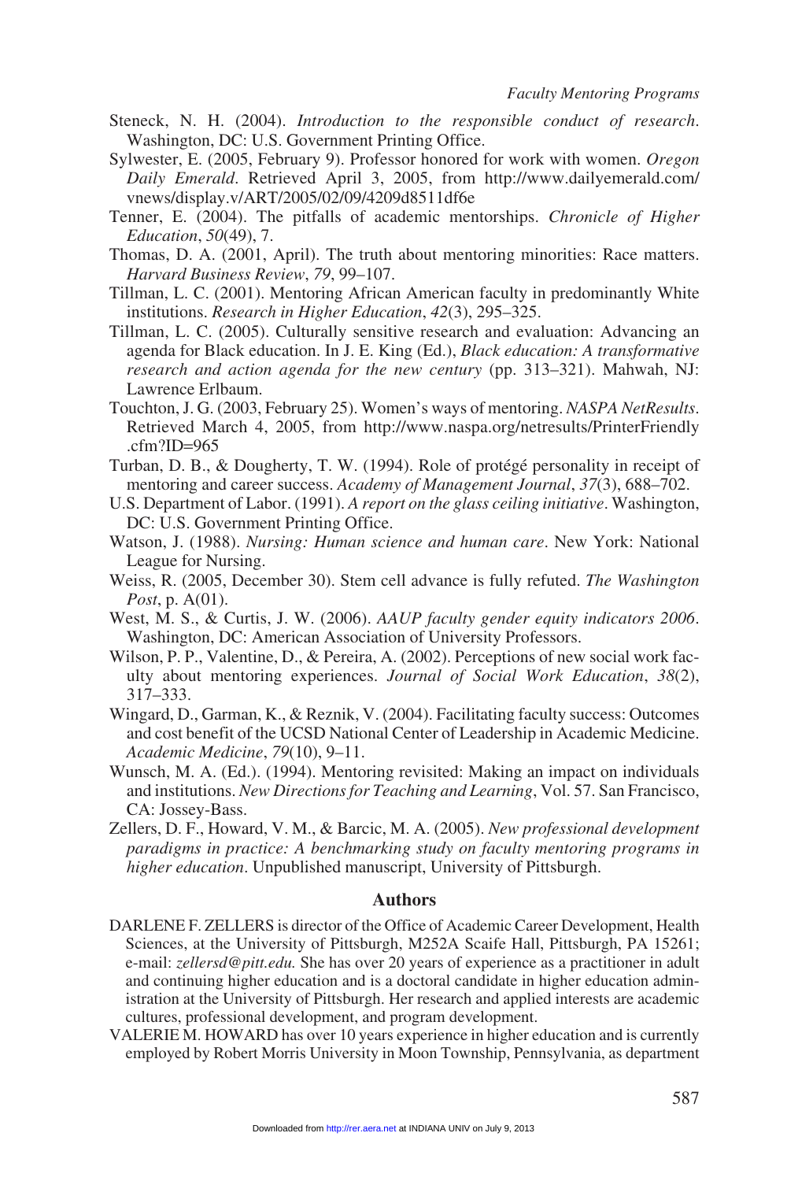Steneck, N. H. (2004). *Introduction to the responsible conduct of research*. Washington, DC: U.S. Government Printing Office.

Sylwester, E. (2005, February 9). Professor honored for work with women. *Oregon Daily Emerald*. Retrieved April 3, 2005, from http://www.dailyemerald.com/vnews/display.v/ART/2005/02/09/4209d8511df6e

Tenner, E. (2004). The pitfalls of academic mentorships. *Chronicle of Higher Education*, *50*(49), 7.

Thomas, D. A. (2001, April). The truth about mentoring minorities: Race matters. *Harvard Business Review*, *79*, 99–107.

Tillman, L. C. (2001). Mentoring African American faculty in predominantly White institutions. *Research in Higher Education*, *42*(3), 295–325.

Tillman, L. C. (2005). Culturally sensitive research and evaluation: Advancing an agenda for Black education. In J. E. King (Ed.), *Black education: A transformative research and action agenda for the new century* (pp. 313–321). Mahwah, NJ: Lawrence Erlbaum.

Touchton, J. G. (2003, February 25). Women's ways of mentoring. *NASPA NetResults*. Retrieved March 4, 2005, from http://www.naspa.org/netresults/PrinterFriendly.cfm?ID=965

Turban, D. B., & Dougherty, T. W. (1994). Role of protégé personality in receipt of mentoring and career success. *Academy of Management Journal*, *37*(3), 688–702.

U.S. Department of Labor. (1991). *A report on the glass ceiling initiative*. Washington, DC: U.S. Government Printing Office.

Watson, J. (1988). *Nursing: Human science and human care*. New York: National League for Nursing.

Weiss, R. (2005, December 30). Stem cell advance is fully refuted. *The Washington Post*, p. A(01).

West, M. S., & Curtis, J. W. (2006). *AAUP faculty gender equity indicators 2006*. Washington, DC: American Association of University Professors.

Wilson, P. P., Valentine, D., & Pereira, A. (2002). Perceptions of new social work faculty about mentoring experiences. *Journal of Social Work Education*, *38*(2), 317–333.

Wingard, D., Garman, K., & Reznik, V. (2004). Facilitating faculty success: Outcomes and cost benefit of the UCSD National Center of Leadership in Academic Medicine. *Academic Medicine*, *79*(10), 9–11.

Wunsch, M. A. (Ed.). (1994). Mentoring revisited: Making an impact on individuals and institutions. *New Directions for Teaching and Learning*, Vol. 57. San Francisco, CA: Jossey-Bass.

Zellers, D. F., Howard, V. M., & Barcic, M. A. (2005). *New professional development paradigms in practice: A benchmarking study on faculty mentoring programs in higher education*. Unpublished manuscript, University of Pittsburgh.

## Authors

DARLENE F. ZELLERS is director of the Office of Academic Career Development, Health Sciences, at the University of Pittsburgh, M252A Scaife Hall, Pittsburgh, PA 15261; e-mail: *zellersd@pitt.edu.* She has over 20 years of experience as a practitioner in adult and continuing higher education and is a doctoral candidate in higher education administration at the University of Pittsburgh. Her research and applied interests are academic cultures, professional development, and program development.

VALERIE M. HOWARD has over 10 years experience in higher education and is currently employed by Robert Morris University in Moon Township, Pennsylvania, as department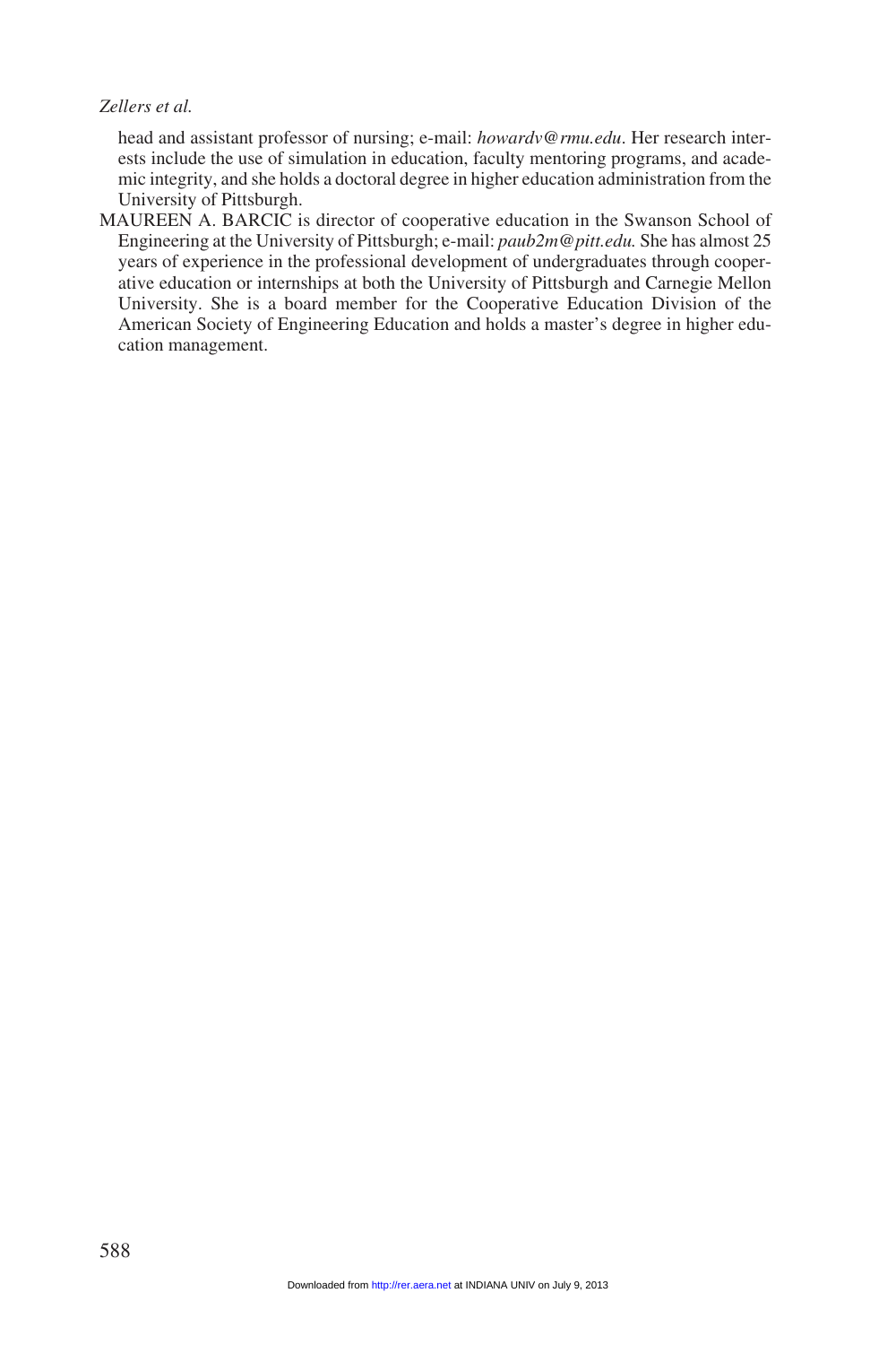head and assistant professor of nursing; e-mail: *howardv@rmu.edu*. Her research interests include the use of simulation in education, faculty mentoring programs, and academic integrity, and she holds a doctoral degree in higher education administration from the University of Pittsburgh.

MAUREEN A. BARCIC is director of cooperative education in the Swanson School of Engineering at the University of Pittsburgh; e-mail: *paub2m@pitt.edu.* She has almost 25 years of experience in the professional development of undergraduates through cooperative education or internships at both the University of Pittsburgh and Carnegie Mellon University. She is a board member for the Cooperative Education Division of the American Society of Engineering Education and holds a master's degree in higher education management.